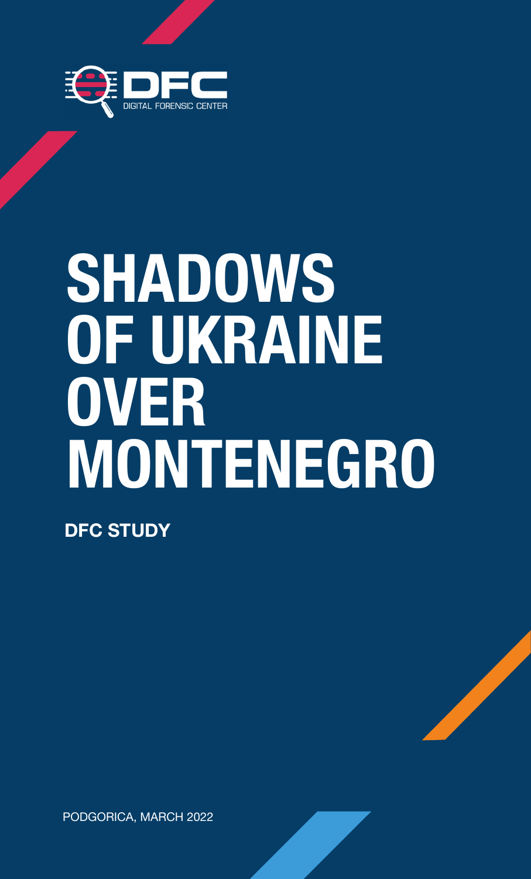DFC
DIGITAL FORENSIC CENTER

# SHADOWS OF UKRAINE OVER MONTENEGRO

**DFC STUDY**

PODGORICA, MARCH 2022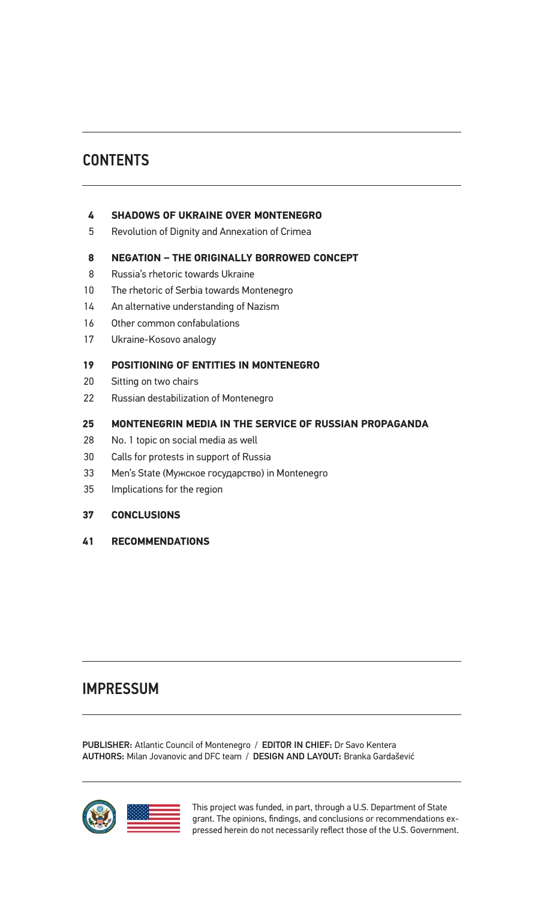# CONTENTS

**4 SHADOWS OF UKRAINE OVER MONTENEGRO**

5 Revolution of Dignity and Annexation of Crimea

**8 NEGATION – THE ORIGINALLY BORROWED CONCEPT**

8 Russia's rhetoric towards Ukraine

10 The rhetoric of Serbia towards Montenegro

14 An alternative understanding of Nazism

16 Other common confabulations

17 Ukraine-Kosovo analogy

**19 POSITIONING OF ENTITIES IN MONTENEGRO**

20 Sitting on two chairs

22 Russian destabilization of Montenegro

**25 MONTENEGRIN MEDIA IN THE SERVICE OF RUSSIAN PROPAGANDA**

28 No. 1 topic on social media as well

30 Calls for protests in support of Russia

33 Men's State (Мужское государство) in Montenegro

35 Implications for the region

**37 CONCLUSIONS**

**41 RECOMMENDATIONS**

# IMPRESSUM

**PUBLISHER:** Atlantic Council of Montenegro / **EDITOR IN CHIEF:** Dr Savo Kentera
**AUTHORS:** Milan Jovanovic and DFC team / **DESIGN AND LAYOUT:** Branka Gardašević

This project was funded, in part, through a U.S. Department of State grant. The opinions, findings, and conclusions or recommendations expressed herein do not necessarily reflect those of the U.S. Government.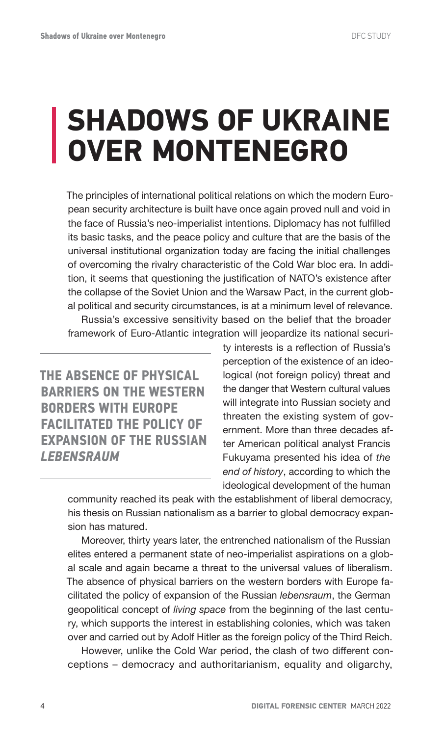# SHADOWS OF UKRAINE OVER MONTENEGRO

The principles of international political relations on which the modern European security architecture is built have once again proved null and void in the face of Russia's neo-imperialist intentions. Diplomacy has not fulfilled its basic tasks, and the peace policy and culture that are the basis of the universal institutional organization today are facing the initial challenges of overcoming the rivalry characteristic of the Cold War bloc era. In addition, it seems that questioning the justification of NATO's existence after the collapse of the Soviet Union and the Warsaw Pact, in the current global political and security circumstances, is at a minimum level of relevance.

Russia's excessive sensitivity based on the belief that the broader framework of Euro-Atlantic integration will jeopardize its national security interests is a reflection of Russia's perception of the existence of an ideological (not foreign policy) threat and the danger that Western cultural values will integrate into Russian society and threaten the existing system of government. More than three decades after American political analyst Francis Fukuyama presented his idea of *the end of history*, according to which the ideological development of the human community reached its peak with the establishment of liberal democracy, his thesis on Russian nationalism as a barrier to global democracy expansion has matured.

**THE ABSENCE OF PHYSICAL BARRIERS ON THE WESTERN BORDERS WITH EUROPE FACILITATED THE POLICY OF EXPANSION OF THE RUSSIAN *LEBENSRAUM***

Moreover, thirty years later, the entrenched nationalism of the Russian elites entered a permanent state of neo-imperialist aspirations on a global scale and again became a threat to the universal values of liberalism. The absence of physical barriers on the western borders with Europe facilitated the policy of expansion of the Russian *lebensraum*, the German geopolitical concept of *living space* from the beginning of the last century, which supports the interest in establishing colonies, which was taken over and carried out by Adolf Hitler as the foreign policy of the Third Reich.

However, unlike the Cold War period, the clash of two different conceptions – democracy and authoritarianism, equality and oligarchy,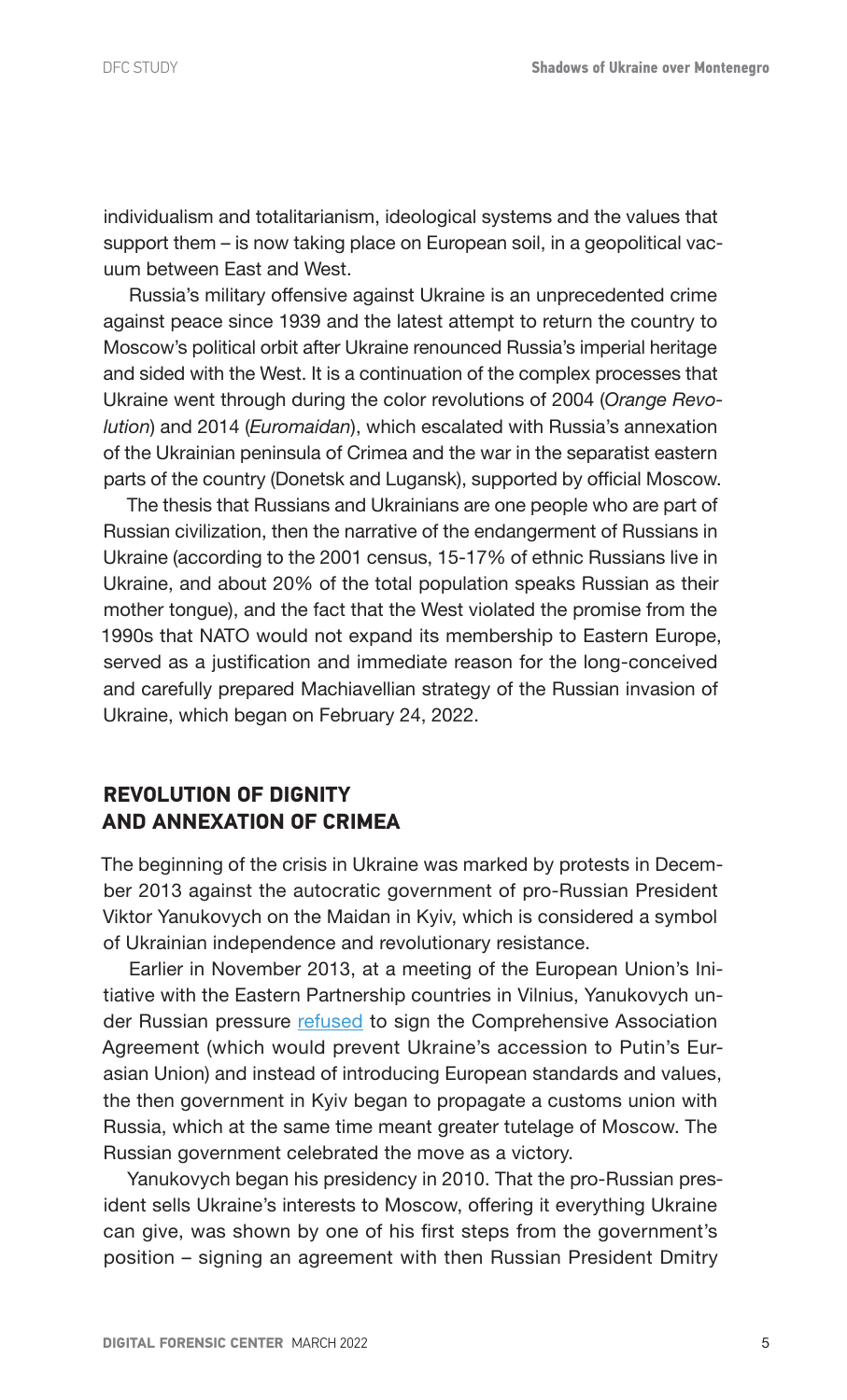individualism and totalitarianism, ideological systems and the values that support them – is now taking place on European soil, in a geopolitical vacuum between East and West.

Russia's military offensive against Ukraine is an unprecedented crime against peace since 1939 and the latest attempt to return the country to Moscow's political orbit after Ukraine renounced Russia's imperial heritage and sided with the West. It is a continuation of the complex processes that Ukraine went through during the color revolutions of 2004 (*Orange Revolution*) and 2014 (*Euromaidan*), which escalated with Russia's annexation of the Ukrainian peninsula of Crimea and the war in the separatist eastern parts of the country (Donetsk and Lugansk), supported by official Moscow.

The thesis that Russians and Ukrainians are one people who are part of Russian civilization, then the narrative of the endangerment of Russians in Ukraine (according to the 2001 census, 15-17% of ethnic Russians live in Ukraine, and about 20% of the total population speaks Russian as their mother tongue), and the fact that the West violated the promise from the 1990s that NATO would not expand its membership to Eastern Europe, served as a justification and immediate reason for the long-conceived and carefully prepared Machiavellian strategy of the Russian invasion of Ukraine, which began on February 24, 2022.

## REVOLUTION OF DIGNITY AND ANNEXATION OF CRIMEA

The beginning of the crisis in Ukraine was marked by protests in December 2013 against the autocratic government of pro-Russian President Viktor Yanukovych on the Maidan in Kyiv, which is considered a symbol of Ukrainian independence and revolutionary resistance.

Earlier in November 2013, at a meeting of the European Union's Initiative with the Eastern Partnership countries in Vilnius, Yanukovych under Russian pressure refused to sign the Comprehensive Association Agreement (which would prevent Ukraine's accession to Putin's Eurasian Union) and instead of introducing European standards and values, the then government in Kyiv began to propagate a customs union with Russia, which at the same time meant greater tutelage of Moscow. The Russian government celebrated the move as a victory.

Yanukovych began his presidency in 2010. That the pro-Russian president sells Ukraine's interests to Moscow, offering it everything Ukraine can give, was shown by one of his first steps from the government's position – signing an agreement with then Russian President Dmitry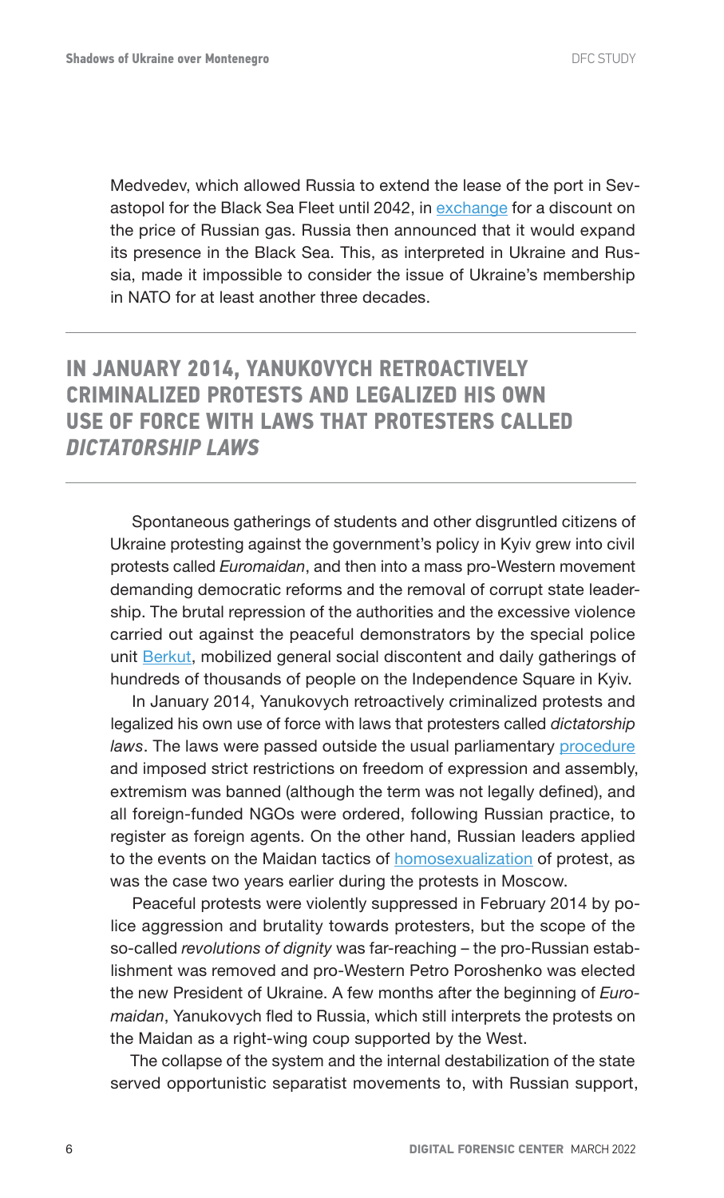Medvedev, which allowed Russia to extend the lease of the port in Sevastopol for the Black Sea Fleet until 2042, in exchange for a discount on the price of Russian gas. Russia then announced that it would expand its presence in the Black Sea. This, as interpreted in Ukraine and Russia, made it impossible to consider the issue of Ukraine's membership in NATO for at least another three decades.

## IN JANUARY 2014, YANUKOVYCH RETROACTIVELY CRIMINALIZED PROTESTS AND LEGALIZED HIS OWN USE OF FORCE WITH LAWS THAT PROTESTERS CALLED *DICTATORSHIP LAWS*

Spontaneous gatherings of students and other disgruntled citizens of Ukraine protesting against the government's policy in Kyiv grew into civil protests called *Euromaidan*, and then into a mass pro-Western movement demanding democratic reforms and the removal of corrupt state leadership. The brutal repression of the authorities and the excessive violence carried out against the peaceful demonstrators by the special police unit Berkut, mobilized general social discontent and daily gatherings of hundreds of thousands of people on the Independence Square in Kyiv.

In January 2014, Yanukovych retroactively criminalized protests and legalized his own use of force with laws that protesters called *dictatorship laws*. The laws were passed outside the usual parliamentary procedure and imposed strict restrictions on freedom of expression and assembly, extremism was banned (although the term was not legally defined), and all foreign-funded NGOs were ordered, following Russian practice, to register as foreign agents. On the other hand, Russian leaders applied to the events on the Maidan tactics of homosexualization of protest, as was the case two years earlier during the protests in Moscow.

Peaceful protests were violently suppressed in February 2014 by police aggression and brutality towards protesters, but the scope of the so-called *revolutions of dignity* was far-reaching – the pro-Russian establishment was removed and pro-Western Petro Poroshenko was elected the new President of Ukraine. A few months after the beginning of *Euromaidan*, Yanukovych fled to Russia, which still interprets the protests on the Maidan as a right-wing coup supported by the West.

The collapse of the system and the internal destabilization of the state served opportunistic separatist movements to, with Russian support,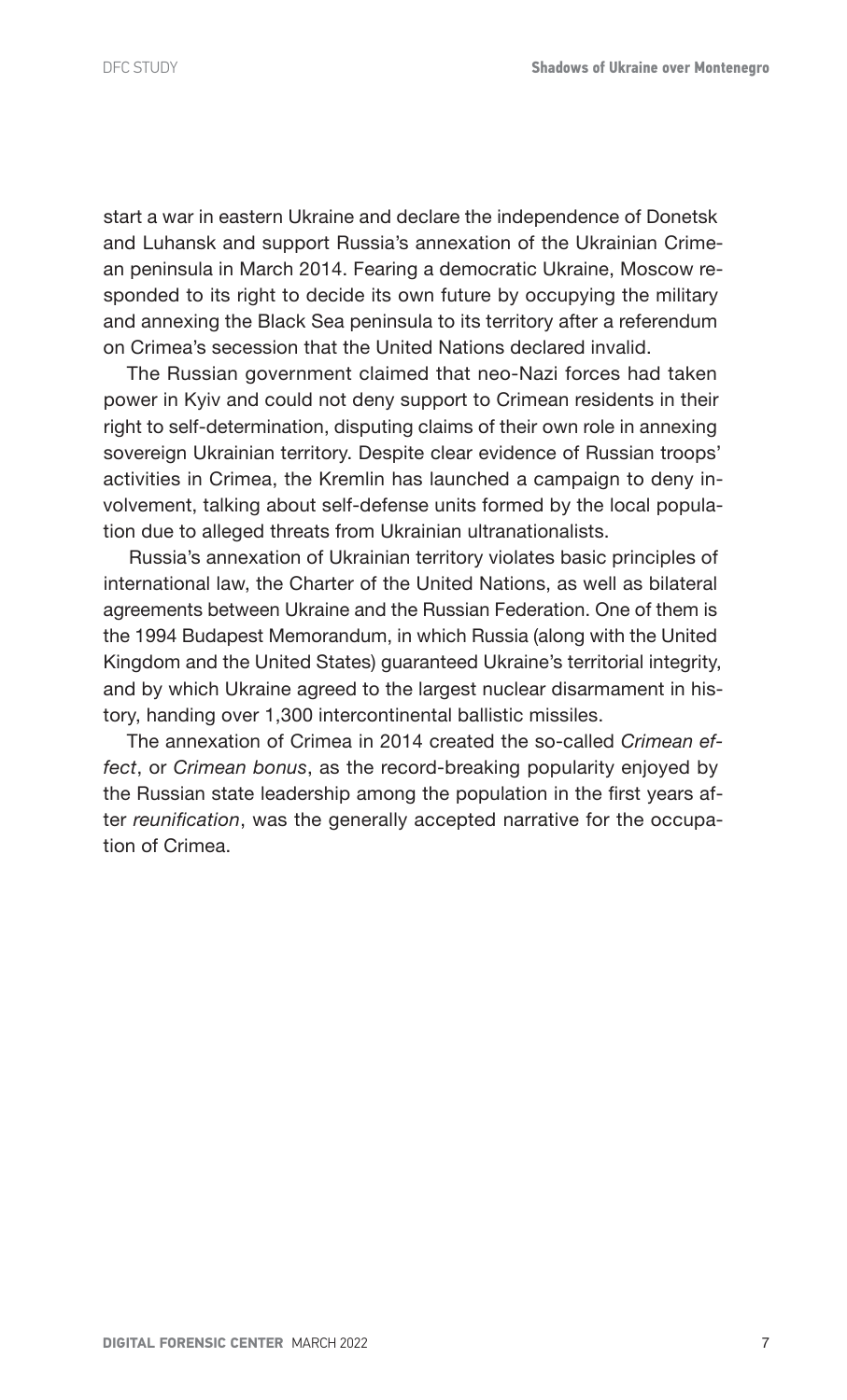start a war in eastern Ukraine and declare the independence of Donetsk and Luhansk and support Russia's annexation of the Ukrainian Crimean peninsula in March 2014. Fearing a democratic Ukraine, Moscow responded to its right to decide its own future by occupying the military and annexing the Black Sea peninsula to its territory after a referendum on Crimea's secession that the United Nations declared invalid.

The Russian government claimed that neo-Nazi forces had taken power in Kyiv and could not deny support to Crimean residents in their right to self-determination, disputing claims of their own role in annexing sovereign Ukrainian territory. Despite clear evidence of Russian troops' activities in Crimea, the Kremlin has launched a campaign to deny involvement, talking about self-defense units formed by the local population due to alleged threats from Ukrainian ultranationalists.

Russia's annexation of Ukrainian territory violates basic principles of international law, the Charter of the United Nations, as well as bilateral agreements between Ukraine and the Russian Federation. One of them is the 1994 Budapest Memorandum, in which Russia (along with the United Kingdom and the United States) guaranteed Ukraine's territorial integrity, and by which Ukraine agreed to the largest nuclear disarmament in history, handing over 1,300 intercontinental ballistic missiles.

The annexation of Crimea in 2014 created the so-called *Crimean effect*, or *Crimean bonus*, as the record-breaking popularity enjoyed by the Russian state leadership among the population in the first years after *reunification*, was the generally accepted narrative for the occupation of Crimea.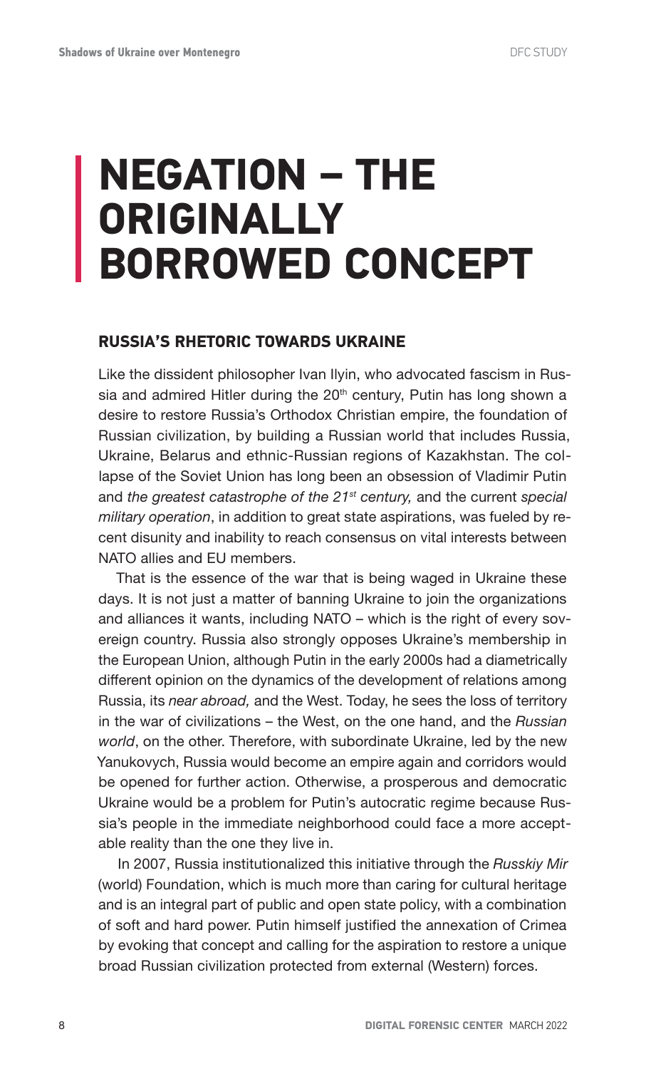# NEGATION – THE ORIGINALLY BORROWED CONCEPT

## RUSSIA'S RHETORIC TOWARDS UKRAINE

Like the dissident philosopher Ivan Ilyin, who advocated fascism in Russia and admired Hitler during the 20th century, Putin has long shown a desire to restore Russia's Orthodox Christian empire, the foundation of Russian civilization, by building a Russian world that includes Russia, Ukraine, Belarus and ethnic-Russian regions of Kazakhstan. The collapse of the Soviet Union has long been an obsession of Vladimir Putin and *the greatest catastrophe of the 21st century,* and the current *special military operation*, in addition to great state aspirations, was fueled by recent disunity and inability to reach consensus on vital interests between NATO allies and EU members.

That is the essence of the war that is being waged in Ukraine these days. It is not just a matter of banning Ukraine to join the organizations and alliances it wants, including NATO – which is the right of every sovereign country. Russia also strongly opposes Ukraine's membership in the European Union, although Putin in the early 2000s had a diametrically different opinion on the dynamics of the development of relations among Russia, its *near abroad,* and the West. Today, he sees the loss of territory in the war of civilizations – the West, on the one hand, and the *Russian world*, on the other. Therefore, with subordinate Ukraine, led by the new Yanukovych, Russia would become an empire again and corridors would be opened for further action. Otherwise, a prosperous and democratic Ukraine would be a problem for Putin's autocratic regime because Russia's people in the immediate neighborhood could face a more acceptable reality than the one they live in.

In 2007, Russia institutionalized this initiative through the *Russkiy Mir* (world) Foundation, which is much more than caring for cultural heritage and is an integral part of public and open state policy, with a combination of soft and hard power. Putin himself justified the annexation of Crimea by evoking that concept and calling for the aspiration to restore a unique broad Russian civilization protected from external (Western) forces.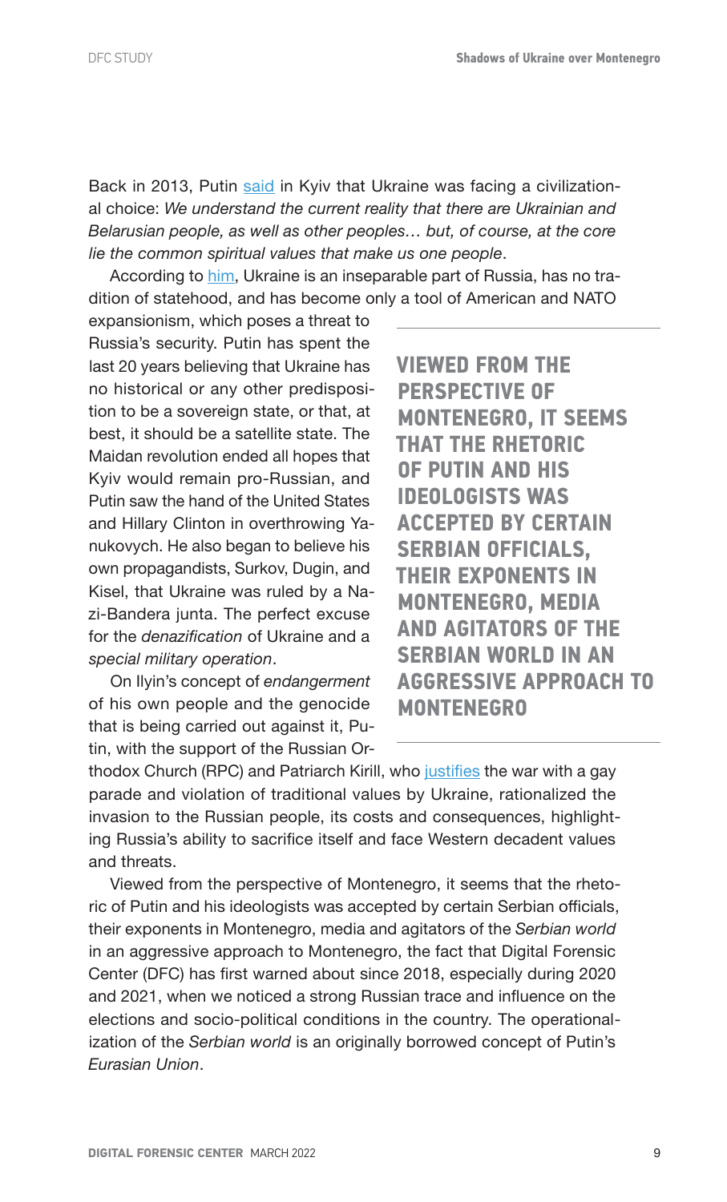Back in 2013, Putin said in Kyiv that Ukraine was facing a civilizational choice: *We understand the current reality that there are Ukrainian and Belarusian people, as well as other peoples… but, of course, at the core lie the common spiritual values that make us one people*.

According to him, Ukraine is an inseparable part of Russia, has no tradition of statehood, and has become only a tool of American and NATO expansionism, which poses a threat to Russia's security. Putin has spent the last 20 years believing that Ukraine has no historical or any other predisposition to be a sovereign state, or that, at best, it should be a satellite state. The Maidan revolution ended all hopes that Kyiv would remain pro-Russian, and Putin saw the hand of the United States and Hillary Clinton in overthrowing Yanukovych. He also began to believe his own propagandists, Surkov, Dugin, and Kisel, that Ukraine was ruled by a Nazi-Bandera junta. The perfect excuse for the *denazification* of Ukraine and a *special military operation*.

> **VIEWED FROM THE PERSPECTIVE OF MONTENEGRO, IT SEEMS THAT THE RHETORIC OF PUTIN AND HIS IDEOLOGISTS WAS ACCEPTED BY CERTAIN SERBIAN OFFICIALS, THEIR EXPONENTS IN MONTENEGRO, MEDIA AND AGITATORS OF THE SERBIAN WORLD IN AN AGGRESSIVE APPROACH TO MONTENEGRO**

On Ilyin's concept of *endangerment* of his own people and the genocide that is being carried out against it, Putin, with the support of the Russian Orthodox Church (RPC) and Patriarch Kirill, who justifies the war with a gay parade and violation of traditional values by Ukraine, rationalized the invasion to the Russian people, its costs and consequences, highlighting Russia's ability to sacrifice itself and face Western decadent values and threats.

Viewed from the perspective of Montenegro, it seems that the rhetoric of Putin and his ideologists was accepted by certain Serbian officials, their exponents in Montenegro, media and agitators of the *Serbian world* in an aggressive approach to Montenegro, the fact that Digital Forensic Center (DFC) has first warned about since 2018, especially during 2020 and 2021, when we noticed a strong Russian trace and influence on the elections and socio-political conditions in the country. The operationalization of the *Serbian world* is an originally borrowed concept of Putin's *Eurasian Union*.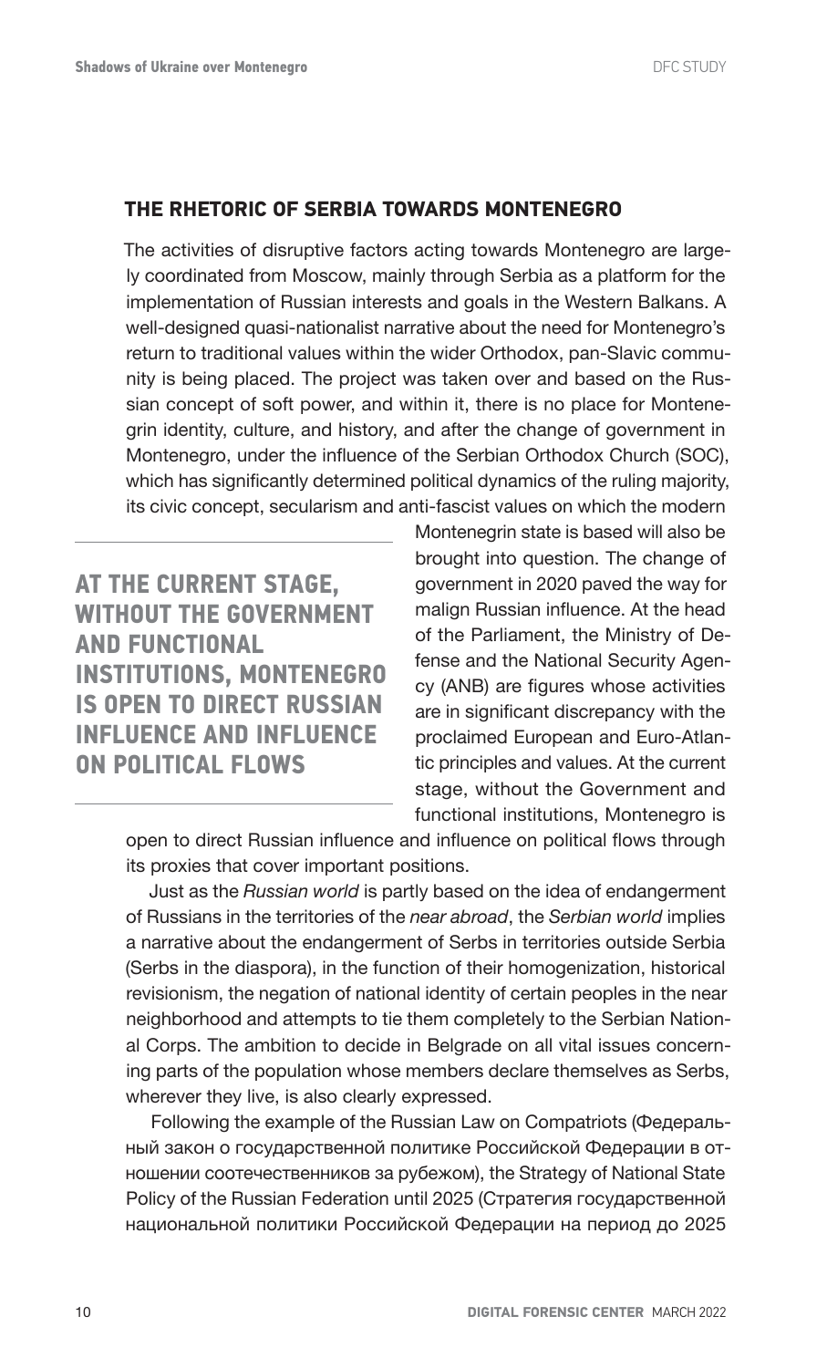## THE RHETORIC OF SERBIA TOWARDS MONTENEGRO

The activities of disruptive factors acting towards Montenegro are largely coordinated from Moscow, mainly through Serbia as a platform for the implementation of Russian interests and goals in the Western Balkans. A well-designed quasi-nationalist narrative about the need for Montenegro's return to traditional values within the wider Orthodox, pan-Slavic community is being placed. The project was taken over and based on the Russian concept of soft power, and within it, there is no place for Montenegrin identity, culture, and history, and after the change of government in Montenegro, under the influence of the Serbian Orthodox Church (SOC), which has significantly determined political dynamics of the ruling majority, its civic concept, secularism and anti-fascist values on which the modern Montenegrin state is based will also be brought into question. The change of government in 2020 paved the way for malign Russian influence. At the head of the Parliament, the Ministry of Defense and the National Security Agency (ANB) are figures whose activities are in significant discrepancy with the proclaimed European and Euro-Atlantic principles and values. At the current stage, without the Government and functional institutions, Montenegro is open to direct Russian influence and influence on political flows through its proxies that cover important positions.

**AT THE CURRENT STAGE, WITHOUT THE GOVERNMENT AND FUNCTIONAL INSTITUTIONS, MONTENEGRO IS OPEN TO DIRECT RUSSIAN INFLUENCE AND INFLUENCE ON POLITICAL FLOWS**

Just as the *Russian world* is partly based on the idea of endangerment of Russians in the territories of the *near abroad*, the *Serbian world* implies a narrative about the endangerment of Serbs in territories outside Serbia (Serbs in the diaspora), in the function of their homogenization, historical revisionism, the negation of national identity of certain peoples in the near neighborhood and attempts to tie them completely to the Serbian National Corps. The ambition to decide in Belgrade on all vital issues concerning parts of the population whose members declare themselves as Serbs, wherever they live, is also clearly expressed.

Following the example of the Russian Law on Compatriots (Федеральный закон о государственной политике Российской Федерации в отношении соотечественников за рубежом), the Strategy of National State Policy of the Russian Federation until 2025 (Стратегия государственной национальной политики Российской Федерации на период до 2025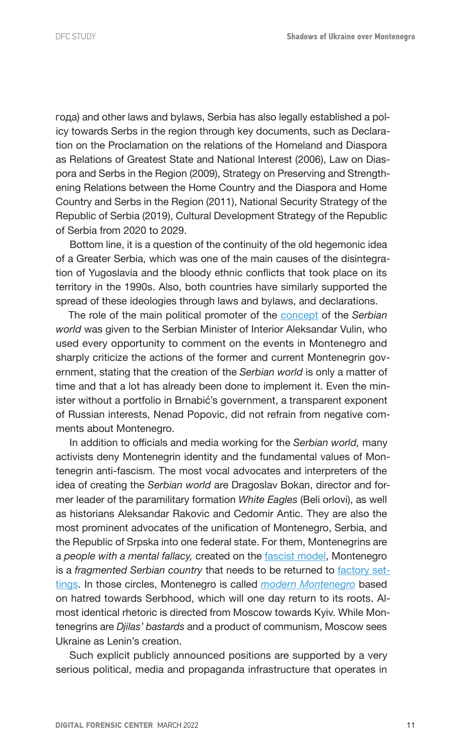года) and other laws and bylaws, Serbia has also legally established a policy towards Serbs in the region through key documents, such as Declaration on the Proclamation on the relations of the Homeland and Diaspora as Relations of Greatest State and National Interest (2006), Law on Diaspora and Serbs in the Region (2009), Strategy on Preserving and Strengthening Relations between the Home Country and the Diaspora and Home Country and Serbs in the Region (2011), National Security Strategy of the Republic of Serbia (2019), Cultural Development Strategy of the Republic of Serbia from 2020 to 2029.

Bottom line, it is a question of the continuity of the old hegemonic idea of a Greater Serbia, which was one of the main causes of the disintegration of Yugoslavia and the bloody ethnic conflicts that took place on its territory in the 1990s. Also, both countries have similarly supported the spread of these ideologies through laws and bylaws, and declarations.

The role of the main political promoter of the concept of the *Serbian world* was given to the Serbian Minister of Interior Aleksandar Vulin, who used every opportunity to comment on the events in Montenegro and sharply criticize the actions of the former and current Montenegrin government, stating that the creation of the *Serbian world* is only a matter of time and that a lot has already been done to implement it. Even the minister without a portfolio in Brnabić's government, a transparent exponent of Russian interests, Nenad Popovic, did not refrain from negative comments about Montenegro.

In addition to officials and media working for the *Serbian world,* many activists deny Montenegrin identity and the fundamental values of Montenegrin anti-fascism. The most vocal advocates and interpreters of the idea of creating the *Serbian world* are Dragoslav Bokan, director and former leader of the paramilitary formation *White Eagles* (Beli orlovi), as well as historians Aleksandar Rakovic and Cedomir Antic. They are also the most prominent advocates of the unification of Montenegro, Serbia, and the Republic of Srpska into one federal state. For them, Montenegrins are a *people with a mental fallacy,* created on the fascist model, Montenegro is a *fragmented Serbian country* that needs to be returned to factory settings. In those circles, Montenegro is called *modern Montenegro* based on hatred towards Serbhood, which will one day return to its roots. Almost identical rhetoric is directed from Moscow towards Kyiv. While Montenegrins are *Djilas' bastards* and a product of communism, Moscow sees Ukraine as Lenin's creation.

Such explicit publicly announced positions are supported by a very serious political, media and propaganda infrastructure that operates in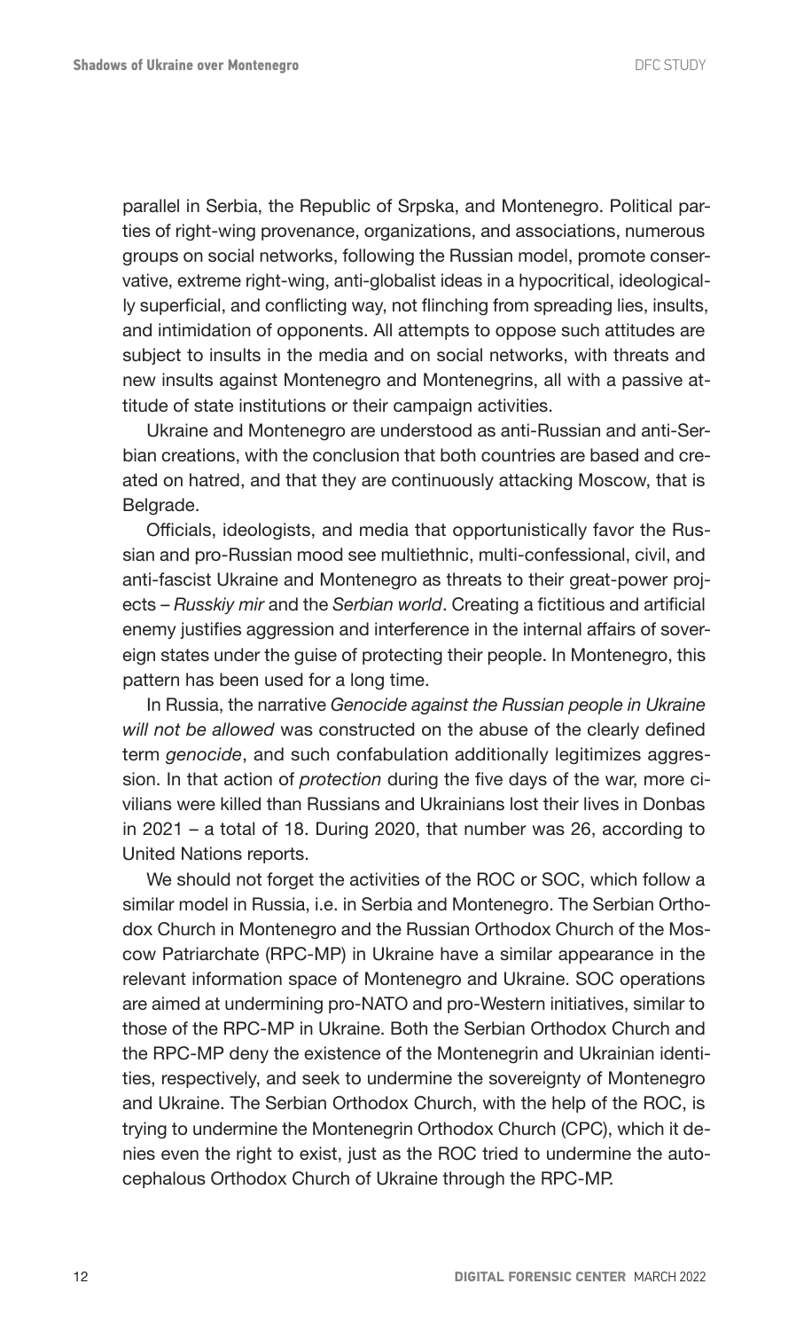parallel in Serbia, the Republic of Srpska, and Montenegro. Political parties of right-wing provenance, organizations, and associations, numerous groups on social networks, following the Russian model, promote conservative, extreme right-wing, anti-globalist ideas in a hypocritical, ideologically superficial, and conflicting way, not flinching from spreading lies, insults, and intimidation of opponents. All attempts to oppose such attitudes are subject to insults in the media and on social networks, with threats and new insults against Montenegro and Montenegrins, all with a passive attitude of state institutions or their campaign activities.

Ukraine and Montenegro are understood as anti-Russian and anti-Serbian creations, with the conclusion that both countries are based and created on hatred, and that they are continuously attacking Moscow, that is Belgrade.

Officials, ideologists, and media that opportunistically favor the Russian and pro-Russian mood see multiethnic, multi-confessional, civil, and anti-fascist Ukraine and Montenegro as threats to their great-power projects – *Russkiy mir* and the *Serbian world*. Creating a fictitious and artificial enemy justifies aggression and interference in the internal affairs of sovereign states under the guise of protecting their people. In Montenegro, this pattern has been used for a long time.

In Russia, the narrative *Genocide against the Russian people in Ukraine will not be allowed* was constructed on the abuse of the clearly defined term *genocide*, and such confabulation additionally legitimizes aggression. In that action of *protection* during the five days of the war, more civilians were killed than Russians and Ukrainians lost their lives in Donbas in 2021 – a total of 18. During 2020, that number was 26, according to United Nations reports.

We should not forget the activities of the ROC or SOC, which follow a similar model in Russia, i.e. in Serbia and Montenegro. The Serbian Orthodox Church in Montenegro and the Russian Orthodox Church of the Moscow Patriarchate (RPC-MP) in Ukraine have a similar appearance in the relevant information space of Montenegro and Ukraine. SOC operations are aimed at undermining pro-NATO and pro-Western initiatives, similar to those of the RPC-MP in Ukraine. Both the Serbian Orthodox Church and the RPC-MP deny the existence of the Montenegrin and Ukrainian identities, respectively, and seek to undermine the sovereignty of Montenegro and Ukraine. The Serbian Orthodox Church, with the help of the ROC, is trying to undermine the Montenegrin Orthodox Church (CPC), which it denies even the right to exist, just as the ROC tried to undermine the autocephalous Orthodox Church of Ukraine through the RPC-MP.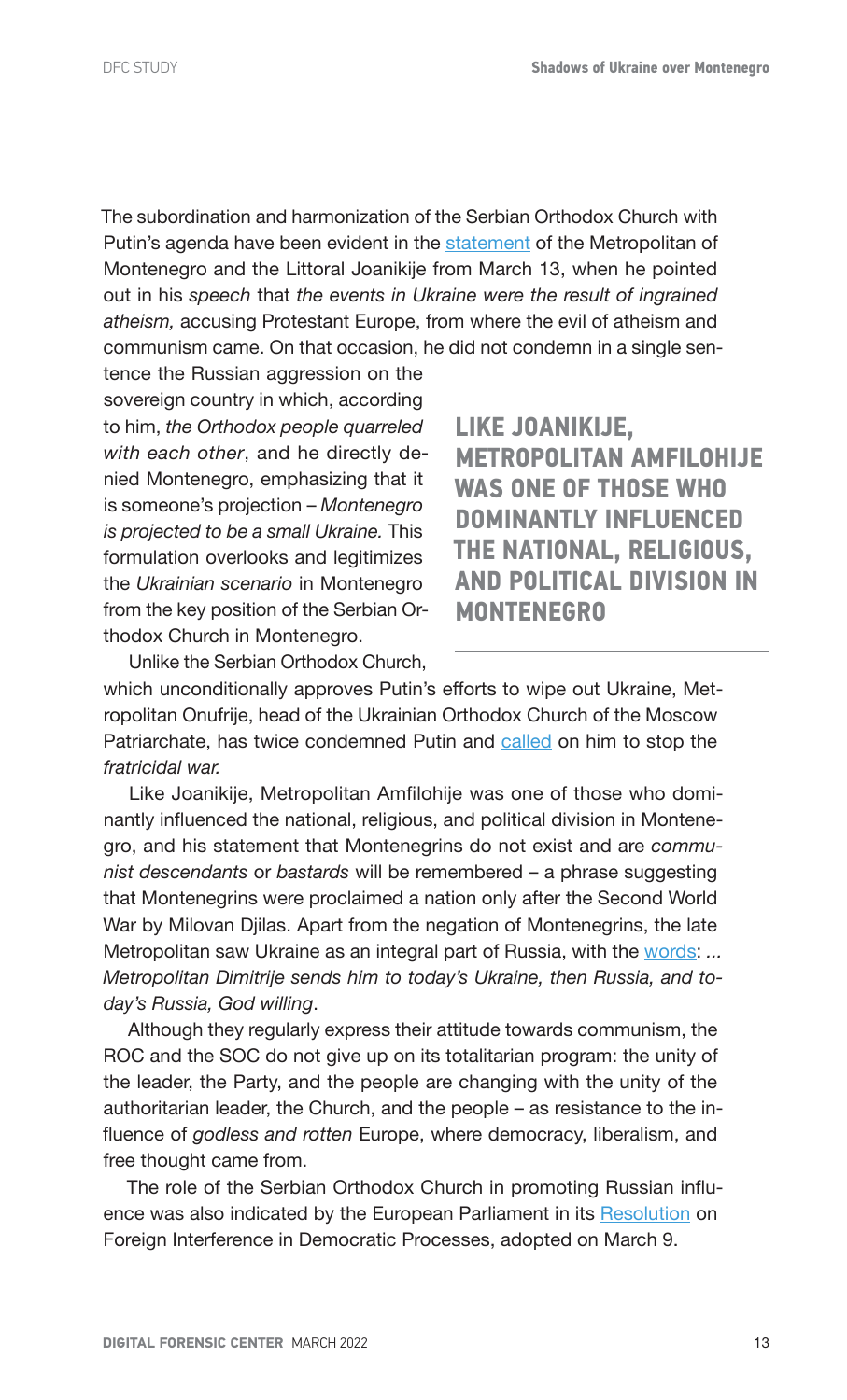The subordination and harmonization of the Serbian Orthodox Church with Putin's agenda have been evident in the statement of the Metropolitan of Montenegro and the Littoral Joanikije from March 13, when he pointed out in his *speech* that *the events in Ukraine were the result of ingrained atheism,* accusing Protestant Europe, from where the evil of atheism and communism came. On that occasion, he did not condemn in a single sentence the Russian aggression on the sovereign country in which, according to him, *the Orthodox people quarreled with each other*, and he directly denied Montenegro, emphasizing that it is someone's projection – *Montenegro is projected to be a small Ukraine.* This formulation overlooks and legitimizes the *Ukrainian scenario* in Montenegro from the key position of the Serbian Orthodox Church in Montenegro.

**LIKE JOANIKIJE, METROPOLITAN AMFILOHIJE WAS ONE OF THOSE WHO DOMINANTLY INFLUENCED THE NATIONAL, RELIGIOUS, AND POLITICAL DIVISION IN MONTENEGRO**

Unlike the Serbian Orthodox Church, which unconditionally approves Putin's efforts to wipe out Ukraine, Metropolitan Onufrije, head of the Ukrainian Orthodox Church of the Moscow Patriarchate, has twice condemned Putin and called on him to stop the *fratricidal war.*

Like Joanikije, Metropolitan Amfilohije was one of those who dominantly influenced the national, religious, and political division in Montenegro, and his statement that Montenegrins do not exist and are *communist descendants* or *bastards* will be remembered – a phrase suggesting that Montenegrins were proclaimed a nation only after the Second World War by Milovan Djilas. Apart from the negation of Montenegrins, the late Metropolitan saw Ukraine as an integral part of Russia, with the words: *... Metropolitan Dimitrije sends him to today's Ukraine, then Russia, and today's Russia, God willing*.

Although they regularly express their attitude towards communism, the ROC and the SOC do not give up on its totalitarian program: the unity of the leader, the Party, and the people are changing with the unity of the authoritarian leader, the Church, and the people – as resistance to the influence of *godless and rotten* Europe, where democracy, liberalism, and free thought came from.

The role of the Serbian Orthodox Church in promoting Russian influence was also indicated by the European Parliament in its Resolution on Foreign Interference in Democratic Processes, adopted on March 9.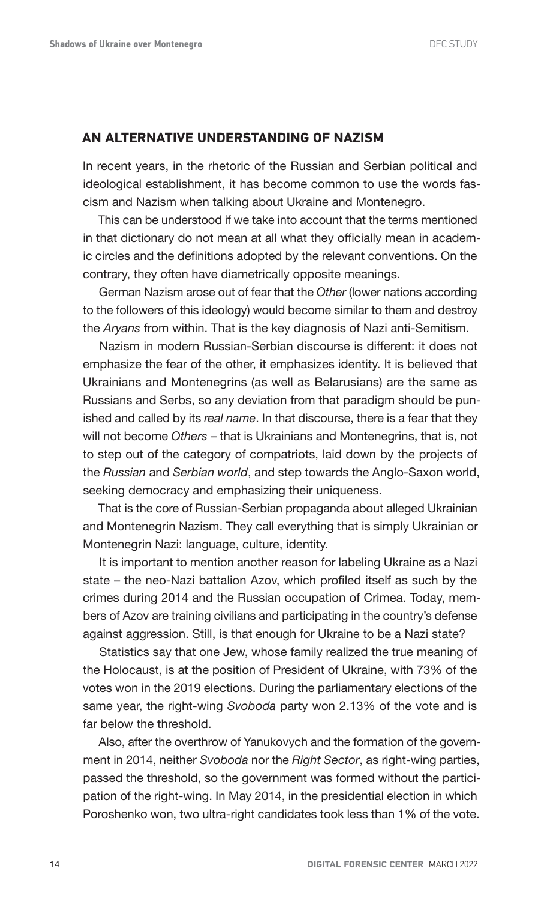## AN ALTERNATIVE UNDERSTANDING OF NAZISM

In recent years, in the rhetoric of the Russian and Serbian political and ideological establishment, it has become common to use the words fascism and Nazism when talking about Ukraine and Montenegro.

This can be understood if we take into account that the terms mentioned in that dictionary do not mean at all what they officially mean in academic circles and the definitions adopted by the relevant conventions. On the contrary, they often have diametrically opposite meanings.

German Nazism arose out of fear that the *Other* (lower nations according to the followers of this ideology) would become similar to them and destroy the *Aryans* from within. That is the key diagnosis of Nazi anti-Semitism.

Nazism in modern Russian-Serbian discourse is different: it does not emphasize the fear of the other, it emphasizes identity. It is believed that Ukrainians and Montenegrins (as well as Belarusians) are the same as Russians and Serbs, so any deviation from that paradigm should be punished and called by its *real name*. In that discourse, there is a fear that they will not become *Others* – that is Ukrainians and Montenegrins, that is, not to step out of the category of compatriots, laid down by the projects of the *Russian* and *Serbian world*, and step towards the Anglo-Saxon world, seeking democracy and emphasizing their uniqueness.

That is the core of Russian-Serbian propaganda about alleged Ukrainian and Montenegrin Nazism. They call everything that is simply Ukrainian or Montenegrin Nazi: language, culture, identity.

It is important to mention another reason for labeling Ukraine as a Nazi state – the neo-Nazi battalion Azov, which profiled itself as such by the crimes during 2014 and the Russian occupation of Crimea. Today, members of Azov are training civilians and participating in the country's defense against aggression. Still, is that enough for Ukraine to be a Nazi state?

Statistics say that one Jew, whose family realized the true meaning of the Holocaust, is at the position of President of Ukraine, with 73% of the votes won in the 2019 elections. During the parliamentary elections of the same year, the right-wing *Svoboda* party won 2.13% of the vote and is far below the threshold.

Also, after the overthrow of Yanukovych and the formation of the government in 2014, neither *Svoboda* nor the *Right Sector*, as right-wing parties, passed the threshold, so the government was formed without the participation of the right-wing. In May 2014, in the presidential election in which Poroshenko won, two ultra-right candidates took less than 1% of the vote.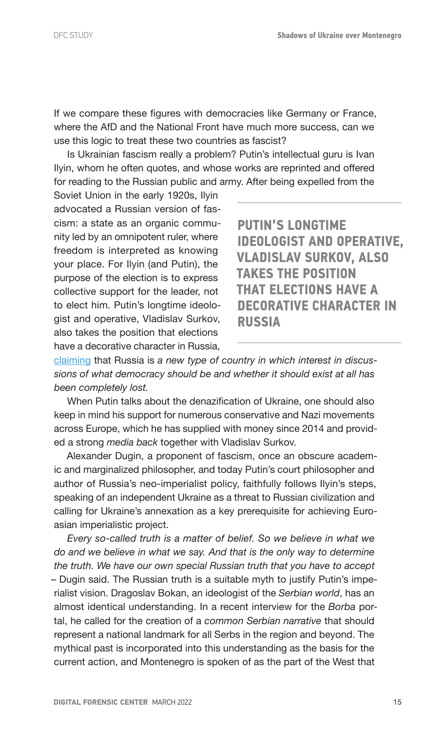If we compare these figures with democracies like Germany or France, where the AfD and the National Front have much more success, can we use this logic to treat these two countries as fascist?

Is Ukrainian fascism really a problem? Putin's intellectual guru is Ivan Ilyin, whom he often quotes, and whose works are reprinted and offered for reading to the Russian public and army. After being expelled from the Soviet Union in the early 1920s, Ilyin advocated a Russian version of fascism: a state as an organic community led by an omnipotent ruler, where freedom is interpreted as knowing your place. For Ilyin (and Putin), the purpose of the election is to express collective support for the leader, not to elect him. Putin's longtime ideologist and operative, Vladislav Surkov, also takes the position that elections have a decorative character in Russia, claiming that Russia is *a new type of country in which interest in discussions of what democracy should be and whether it should exist at all has been completely lost*.

**PUTIN'S LONGTIME IDEOLOGIST AND OPERATIVE, VLADISLAV SURKOV, ALSO TAKES THE POSITION THAT ELECTIONS HAVE A DECORATIVE CHARACTER IN RUSSIA**

When Putin talks about the denazification of Ukraine, one should also keep in mind his support for numerous conservative and Nazi movements across Europe, which he has supplied with money since 2014 and provided a strong *media back* together with Vladislav Surkov.

Alexander Dugin, a proponent of fascism, once an obscure academic and marginalized philosopher, and today Putin's court philosopher and author of Russia's neo-imperialist policy, faithfully follows Ilyin's steps, speaking of an independent Ukraine as a threat to Russian civilization and calling for Ukraine's annexation as a key prerequisite for achieving Euroasian imperialistic project.

*Every so-called truth is a matter of belief. So we believe in what we do and we believe in what we say. And that is the only way to determine the truth. We have our own special Russian truth that you have to accept* – Dugin said. The Russian truth is a suitable myth to justify Putin's imperialist vision. Dragoslav Bokan, an ideologist of the *Serbian world*, has an almost identical understanding. In a recent interview for the *Borba* portal, he called for the creation of a *common Serbian narrative* that should represent a national landmark for all Serbs in the region and beyond. The mythical past is incorporated into this understanding as the basis for the current action, and Montenegro is spoken of as the part of the West that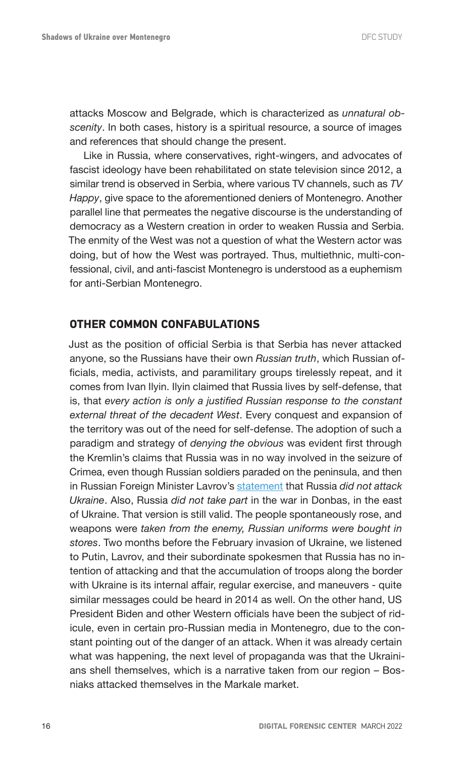attacks Moscow and Belgrade, which is characterized as *unnatural obscenity*. In both cases, history is a spiritual resource, a source of images and references that should change the present.

Like in Russia, where conservatives, right-wingers, and advocates of fascist ideology have been rehabilitated on state television since 2012, a similar trend is observed in Serbia, where various TV channels, such as *TV Happy*, give space to the aforementioned deniers of Montenegro. Another parallel line that permeates the negative discourse is the understanding of democracy as a Western creation in order to weaken Russia and Serbia. The enmity of the West was not a question of what the Western actor was doing, but of how the West was portrayed. Thus, multiethnic, multi-confessional, civil, and anti-fascist Montenegro is understood as a euphemism for anti-Serbian Montenegro.

## OTHER COMMON CONFABULATIONS

Just as the position of official Serbia is that Serbia has never attacked anyone, so the Russians have their own *Russian truth*, which Russian officials, media, activists, and paramilitary groups tirelessly repeat, and it comes from Ivan Ilyin. Ilyin claimed that Russia lives by self-defense, that is, that *every action is only a justified Russian response to the constant external threat of the decadent West*. Every conquest and expansion of the territory was out of the need for self-defense. The adoption of such a paradigm and strategy of *denying the obvious* was evident first through the Kremlin's claims that Russia was in no way involved in the seizure of Crimea, even though Russian soldiers paraded on the peninsula, and then in Russian Foreign Minister Lavrov's statement that Russia *did not attack Ukraine*. Also, Russia *did not take part* in the war in Donbas, in the east of Ukraine. That version is still valid. The people spontaneously rose, and weapons were *taken from the enemy, Russian uniforms were bought in stores*. Two months before the February invasion of Ukraine, we listened to Putin, Lavrov, and their subordinate spokesmen that Russia has no intention of attacking and that the accumulation of troops along the border with Ukraine is its internal affair, regular exercise, and maneuvers - quite similar messages could be heard in 2014 as well. On the other hand, US President Biden and other Western officials have been the subject of ridicule, even in certain pro-Russian media in Montenegro, due to the constant pointing out of the danger of an attack. When it was already certain what was happening, the next level of propaganda was that the Ukrainians shell themselves, which is a narrative taken from our region – Bosniaks attacked themselves in the Markale market.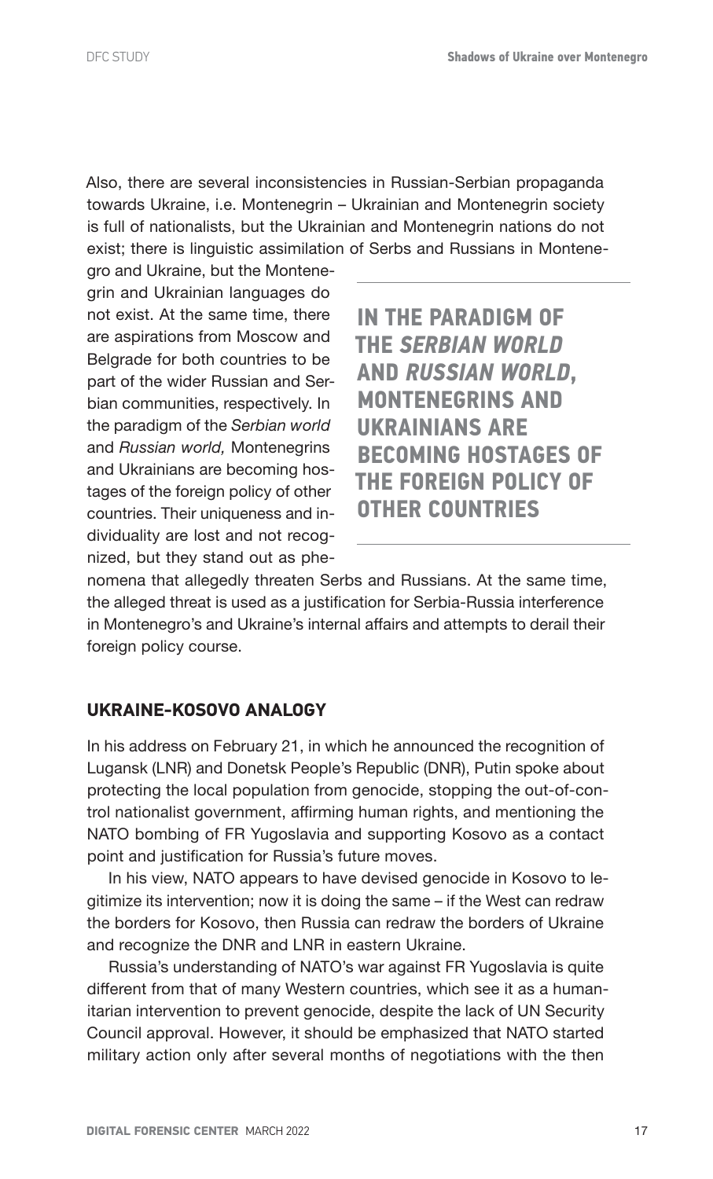Also, there are several inconsistencies in Russian-Serbian propaganda towards Ukraine, i.e. Montenegrin – Ukrainian and Montenegrin society is full of nationalists, but the Ukrainian and Montenegrin nations do not exist; there is linguistic assimilation of Serbs and Russians in Montenegro and Ukraine, but the Montenegrin and Ukrainian languages do not exist. At the same time, there are aspirations from Moscow and Belgrade for both countries to be part of the wider Russian and Serbian communities, respectively. In the paradigm of the *Serbian world* and *Russian world,* Montenegrins and Ukrainians are becoming hostages of the foreign policy of other countries. Their uniqueness and individuality are lost and not recognized, but they stand out as phenomena that allegedly threaten Serbs and Russians. At the same time, the alleged threat is used as a justification for Serbia-Russia interference in Montenegro's and Ukraine's internal affairs and attempts to derail their foreign policy course.

> **IN THE PARADIGM OF THE *SERBIAN WORLD* AND *RUSSIAN WORLD*, MONTENEGRINS AND UKRAINIANS ARE BECOMING HOSTAGES OF THE FOREIGN POLICY OF OTHER COUNTRIES**

## UKRAINE-KOSOVO ANALOGY

In his address on February 21, in which he announced the recognition of Lugansk (LNR) and Donetsk People's Republic (DNR), Putin spoke about protecting the local population from genocide, stopping the out-of-control nationalist government, affirming human rights, and mentioning the NATO bombing of FR Yugoslavia and supporting Kosovo as a contact point and justification for Russia's future moves.

In his view, NATO appears to have devised genocide in Kosovo to legitimize its intervention; now it is doing the same – if the West can redraw the borders for Kosovo, then Russia can redraw the borders of Ukraine and recognize the DNR and LNR in eastern Ukraine.

Russia's understanding of NATO's war against FR Yugoslavia is quite different from that of many Western countries, which see it as a humanitarian intervention to prevent genocide, despite the lack of UN Security Council approval. However, it should be emphasized that NATO started military action only after several months of negotiations with the then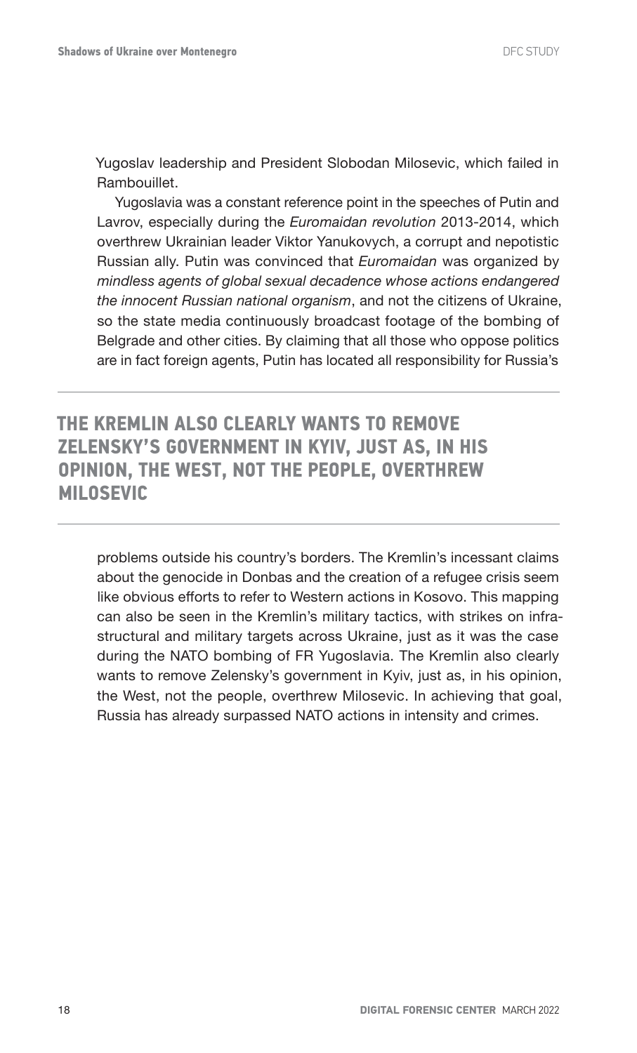Yugoslav leadership and President Slobodan Milosevic, which failed in Rambouillet.

Yugoslavia was a constant reference point in the speeches of Putin and Lavrov, especially during the *Euromaidan revolution* 2013-2014, which overthrew Ukrainian leader Viktor Yanukovych, a corrupt and nepotistic Russian ally. Putin was convinced that *Euromaidan* was organized by *mindless agents of global sexual decadence whose actions endangered the innocent Russian national organism*, and not the citizens of Ukraine, so the state media continuously broadcast footage of the bombing of Belgrade and other cities. By claiming that all those who oppose politics are in fact foreign agents, Putin has located all responsibility for Russia's

**THE KREMLIN ALSO CLEARLY WANTS TO REMOVE ZELENSKY'S GOVERNMENT IN KYIV, JUST AS, IN HIS OPINION, THE WEST, NOT THE PEOPLE, OVERTHREW MILOSEVIC**

problems outside his country's borders. The Kremlin's incessant claims about the genocide in Donbas and the creation of a refugee crisis seem like obvious efforts to refer to Western actions in Kosovo. This mapping can also be seen in the Kremlin's military tactics, with strikes on infrastructural and military targets across Ukraine, just as it was the case during the NATO bombing of FR Yugoslavia. The Kremlin also clearly wants to remove Zelensky's government in Kyiv, just as, in his opinion, the West, not the people, overthrew Milosevic. In achieving that goal, Russia has already surpassed NATO actions in intensity and crimes.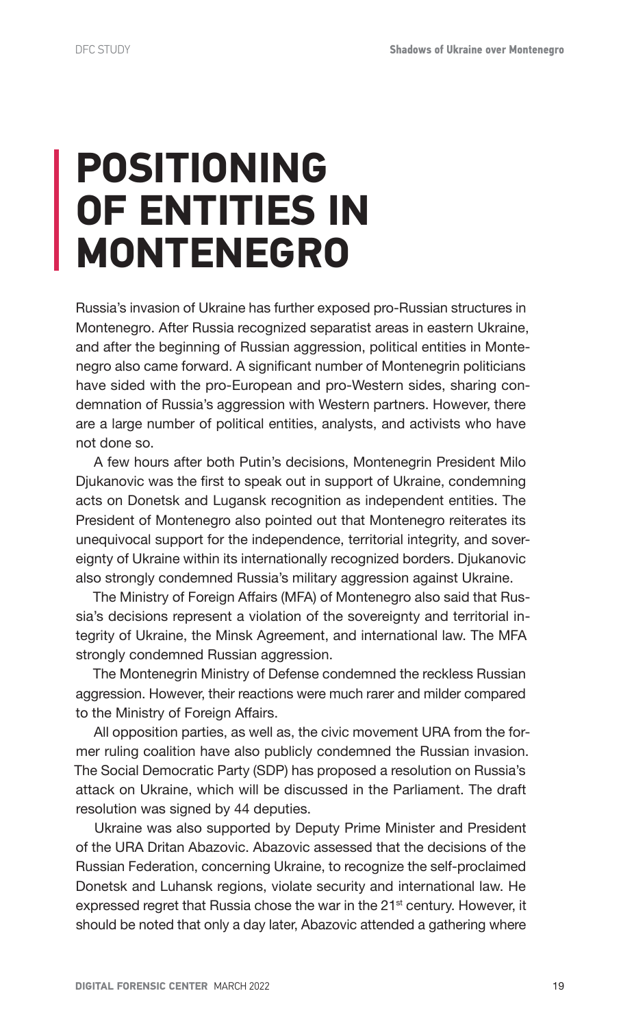# POSITIONING OF ENTITIES IN MONTENEGRO

Russia's invasion of Ukraine has further exposed pro-Russian structures in Montenegro. After Russia recognized separatist areas in eastern Ukraine, and after the beginning of Russian aggression, political entities in Montenegro also came forward. A significant number of Montenegrin politicians have sided with the pro-European and pro-Western sides, sharing condemnation of Russia's aggression with Western partners. However, there are a large number of political entities, analysts, and activists who have not done so.

A few hours after both Putin's decisions, Montenegrin President Milo Djukanovic was the first to speak out in support of Ukraine, condemning acts on Donetsk and Lugansk recognition as independent entities. The President of Montenegro also pointed out that Montenegro reiterates its unequivocal support for the independence, territorial integrity, and sovereignty of Ukraine within its internationally recognized borders. Djukanovic also strongly condemned Russia's military aggression against Ukraine.

The Ministry of Foreign Affairs (MFA) of Montenegro also said that Russia's decisions represent a violation of the sovereignty and territorial integrity of Ukraine, the Minsk Agreement, and international law. The MFA strongly condemned Russian aggression.

The Montenegrin Ministry of Defense condemned the reckless Russian aggression. However, their reactions were much rarer and milder compared to the Ministry of Foreign Affairs.

All opposition parties, as well as, the civic movement URA from the former ruling coalition have also publicly condemned the Russian invasion. The Social Democratic Party (SDP) has proposed a resolution on Russia's attack on Ukraine, which will be discussed in the Parliament. The draft resolution was signed by 44 deputies.

Ukraine was also supported by Deputy Prime Minister and President of the URA Dritan Abazovic. Abazovic assessed that the decisions of the Russian Federation, concerning Ukraine, to recognize the self-proclaimed Donetsk and Luhansk regions, violate security and international law. He expressed regret that Russia chose the war in the 21st century. However, it should be noted that only a day later, Abazovic attended a gathering where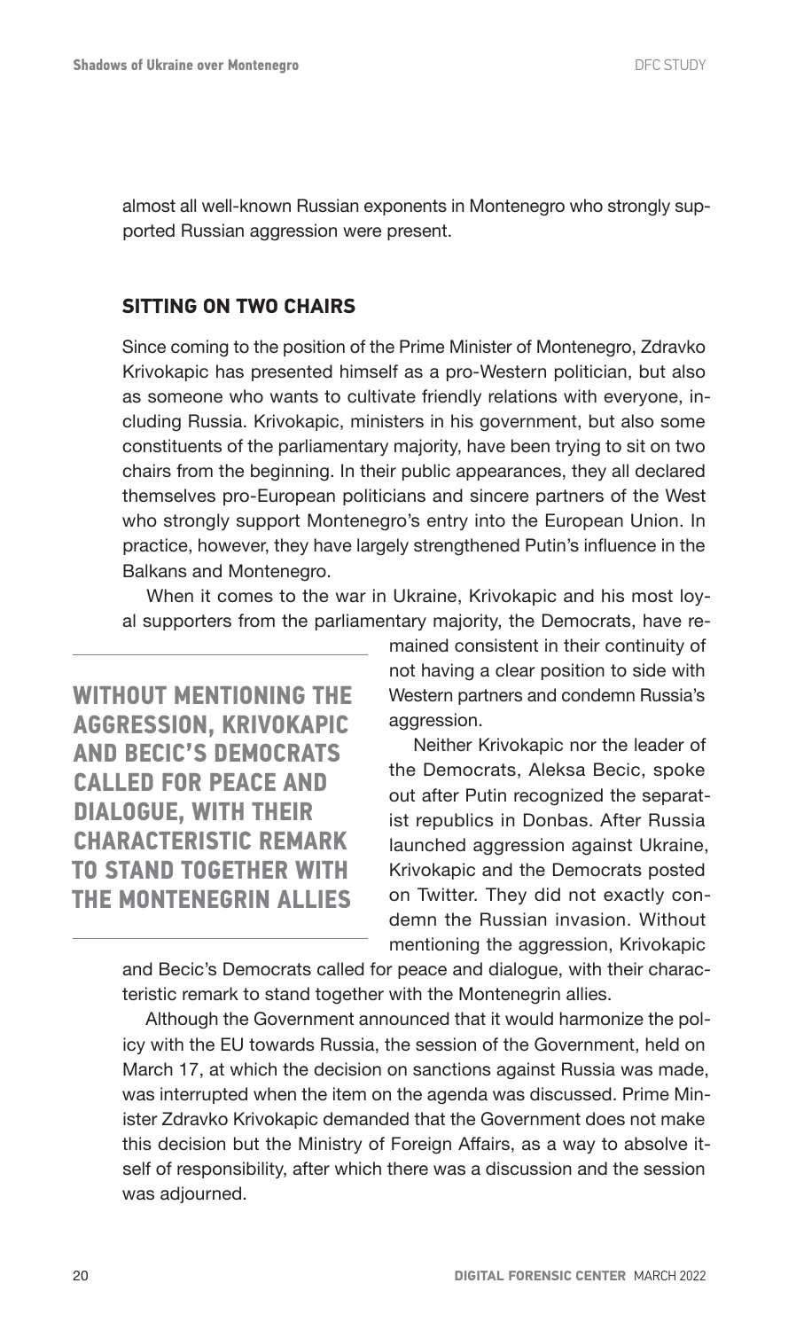almost all well-known Russian exponents in Montenegro who strongly supported Russian aggression were present.

## SITTING ON TWO CHAIRS

Since coming to the position of the Prime Minister of Montenegro, Zdravko Krivokapic has presented himself as a pro-Western politician, but also as someone who wants to cultivate friendly relations with everyone, including Russia. Krivokapic, ministers in his government, but also some constituents of the parliamentary majority, have been trying to sit on two chairs from the beginning. In their public appearances, they all declared themselves pro-European politicians and sincere partners of the West who strongly support Montenegro's entry into the European Union. In practice, however, they have largely strengthened Putin's influence in the Balkans and Montenegro.

When it comes to the war in Ukraine, Krivokapic and his most loyal supporters from the parliamentary majority, the Democrats, have remained consistent in their continuity of not having a clear position to side with Western partners and condemn Russia's aggression.

> **WITHOUT MENTIONING THE AGGRESSION, KRIVOKAPIC AND BECIC'S DEMOCRATS CALLED FOR PEACE AND DIALOGUE, WITH THEIR CHARACTERISTIC REMARK TO STAND TOGETHER WITH THE MONTENEGRIN ALLIES**

Neither Krivokapic nor the leader of the Democrats, Aleksa Becic, spoke out after Putin recognized the separatist republics in Donbas. After Russia launched aggression against Ukraine, Krivokapic and the Democrats posted on Twitter. They did not exactly condemn the Russian invasion. Without mentioning the aggression, Krivokapic and Becic's Democrats called for peace and dialogue, with their characteristic remark to stand together with the Montenegrin allies.

Although the Government announced that it would harmonize the policy with the EU towards Russia, the session of the Government, held on March 17, at which the decision on sanctions against Russia was made, was interrupted when the item on the agenda was discussed. Prime Minister Zdravko Krivokapic demanded that the Government does not make this decision but the Ministry of Foreign Affairs, as a way to absolve itself of responsibility, after which there was a discussion and the session was adjourned.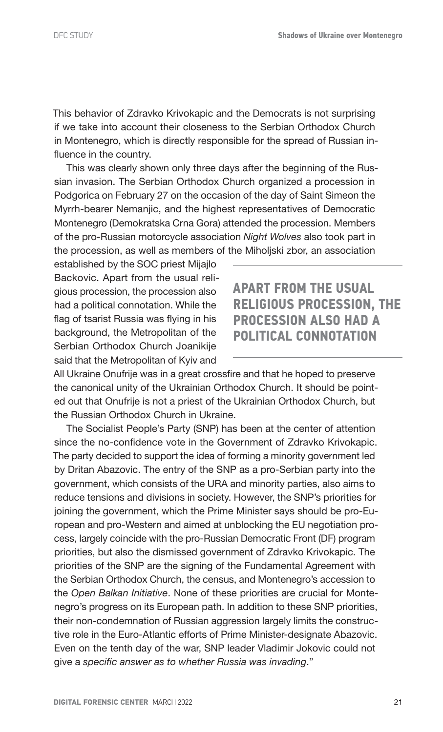This behavior of Zdravko Krivokapic and the Democrats is not surprising if we take into account their closeness to the Serbian Orthodox Church in Montenegro, which is directly responsible for the spread of Russian influence in the country.

This was clearly shown only three days after the beginning of the Russian invasion. The Serbian Orthodox Church organized a procession in Podgorica on February 27 on the occasion of the day of Saint Simeon the Myrrh-bearer Nemanjic, and the highest representatives of Democratic Montenegro (Demokratska Crna Gora) attended the procession. Members of the pro-Russian motorcycle association *Night Wolves* also took part in the procession, as well as members of the Miholjski zbor, an association established by the SOC priest Mijajlo Backovic. Apart from the usual religious procession, the procession also had a political connotation. While the flag of tsarist Russia was flying in his background, the Metropolitan of the Serbian Orthodox Church Joanikije said that the Metropolitan of Kyiv and All Ukraine Onufrije was in a great crossfire and that he hoped to preserve the canonical unity of the Ukrainian Orthodox Church. It should be pointed out that Onufrije is not a priest of the Ukrainian Orthodox Church, but the Russian Orthodox Church in Ukraine.

**APART FROM THE USUAL RELIGIOUS PROCESSION, THE PROCESSION ALSO HAD A POLITICAL CONNOTATION**

The Socialist People's Party (SNP) has been at the center of attention since the no-confidence vote in the Government of Zdravko Krivokapic. The party decided to support the idea of forming a minority government led by Dritan Abazovic. The entry of the SNP as a pro-Serbian party into the government, which consists of the URA and minority parties, also aims to reduce tensions and divisions in society. However, the SNP's priorities for joining the government, which the Prime Minister says should be pro-European and pro-Western and aimed at unblocking the EU negotiation process, largely coincide with the pro-Russian Democratic Front (DF) program priorities, but also the dismissed government of Zdravko Krivokapic. The priorities of the SNP are the signing of the Fundamental Agreement with the Serbian Orthodox Church, the census, and Montenegro's accession to the *Open Balkan Initiative*. None of these priorities are crucial for Montenegro's progress on its European path. In addition to these SNP priorities, their non-condemnation of Russian aggression largely limits the constructive role in the Euro-Atlantic efforts of Prime Minister-designate Abazovic. Even on the tenth day of the war, SNP leader Vladimir Jokovic could not give a *specific answer as to whether Russia was invading*."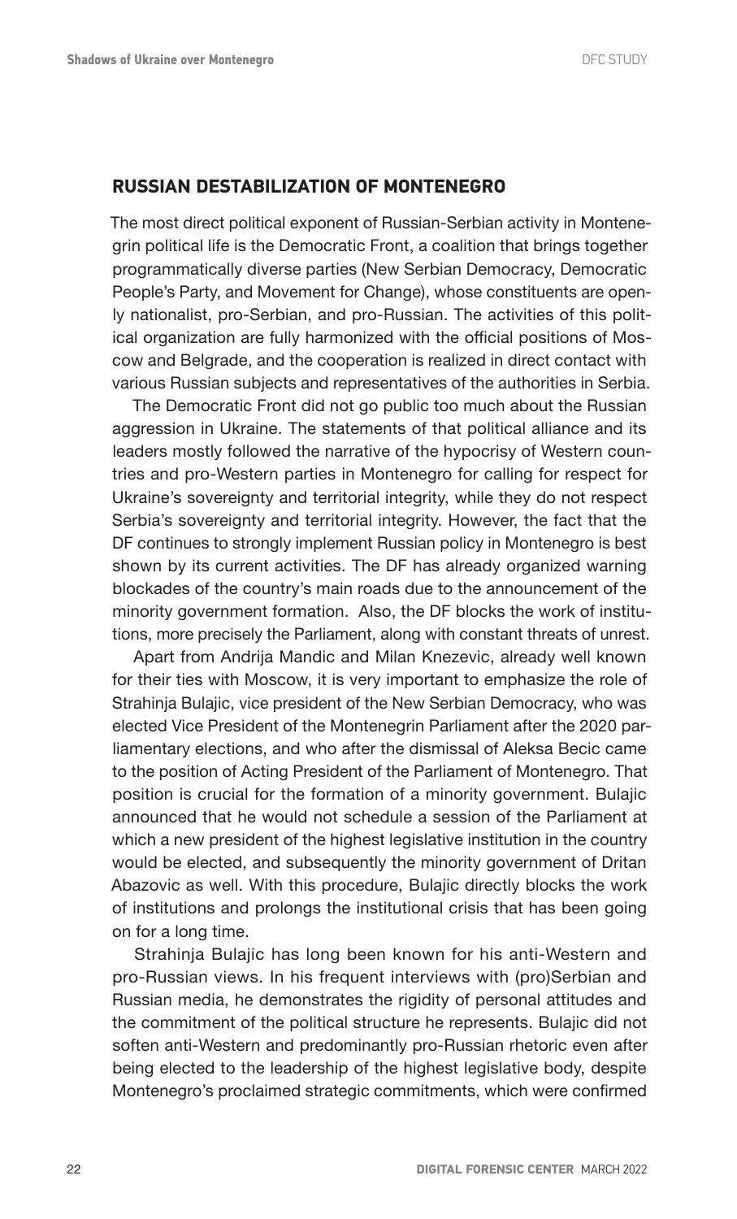## RUSSIAN DESTABILIZATION OF MONTENEGRO

The most direct political exponent of Russian-Serbian activity in Montenegrin political life is the Democratic Front, a coalition that brings together programmatically diverse parties (New Serbian Democracy, Democratic People's Party, and Movement for Change), whose constituents are openly nationalist, pro-Serbian, and pro-Russian. The activities of this political organization are fully harmonized with the official positions of Moscow and Belgrade, and the cooperation is realized in direct contact with various Russian subjects and representatives of the authorities in Serbia.

The Democratic Front did not go public too much about the Russian aggression in Ukraine. The statements of that political alliance and its leaders mostly followed the narrative of the hypocrisy of Western countries and pro-Western parties in Montenegro for calling for respect for Ukraine's sovereignty and territorial integrity, while they do not respect Serbia's sovereignty and territorial integrity. However, the fact that the DF continues to strongly implement Russian policy in Montenegro is best shown by its current activities. The DF has already organized warning blockades of the country's main roads due to the announcement of the minority government formation. Also, the DF blocks the work of institutions, more precisely the Parliament, along with constant threats of unrest.

Apart from Andrija Mandic and Milan Knezevic, already well known for their ties with Moscow, it is very important to emphasize the role of Strahinja Bulajic, vice president of the New Serbian Democracy, who was elected Vice President of the Montenegrin Parliament after the 2020 parliamentary elections, and who after the dismissal of Aleksa Becic came to the position of Acting President of the Parliament of Montenegro. That position is crucial for the formation of a minority government. Bulajic announced that he would not schedule a session of the Parliament at which a new president of the highest legislative institution in the country would be elected, and subsequently the minority government of Dritan Abazovic as well. With this procedure, Bulajic directly blocks the work of institutions and prolongs the institutional crisis that has been going on for a long time.

Strahinja Bulajic has long been known for his anti-Western and pro-Russian views. In his frequent interviews with (pro)Serbian and Russian media, he demonstrates the rigidity of personal attitudes and the commitment of the political structure he represents. Bulajic did not soften anti-Western and predominantly pro-Russian rhetoric even after being elected to the leadership of the highest legislative body, despite Montenegro's proclaimed strategic commitments, which were confirmed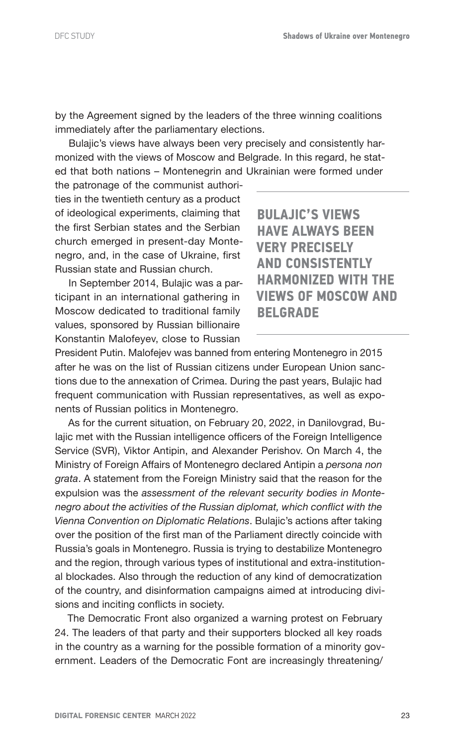by the Agreement signed by the leaders of the three winning coalitions immediately after the parliamentary elections.

Bulajic's views have always been very precisely and consistently harmonized with the views of Moscow and Belgrade. In this regard, he stated that both nations – Montenegrin and Ukrainian were formed under the patronage of the communist authorities in the twentieth century as a product of ideological experiments, claiming that the first Serbian states and the Serbian church emerged in present-day Montenegro, and, in the case of Ukraine, first Russian state and Russian church.

**BULAJIC'S VIEWS HAVE ALWAYS BEEN VERY PRECISELY AND CONSISTENTLY HARMONIZED WITH THE VIEWS OF MOSCOW AND BELGRADE**

In September 2014, Bulajic was a participant in an international gathering in Moscow dedicated to traditional family values, sponsored by Russian billionaire Konstantin Malofeyev, close to Russian President Putin. Malofejev was banned from entering Montenegro in 2015 after he was on the list of Russian citizens under European Union sanctions due to the annexation of Crimea. During the past years, Bulajic had frequent communication with Russian representatives, as well as exponents of Russian politics in Montenegro.

As for the current situation, on February 20, 2022, in Danilovgrad, Bulajic met with the Russian intelligence officers of the Foreign Intelligence Service (SVR), Viktor Antipin, and Alexander Perishov. On March 4, the Ministry of Foreign Affairs of Montenegro declared Antipin a *persona non grata*. A statement from the Foreign Ministry said that the reason for the expulsion was the *assessment of the relevant security bodies in Montenegro about the activities of the Russian diplomat, which conflict with the Vienna Convention on Diplomatic Relations*. Bulajic's actions after taking over the position of the first man of the Parliament directly coincide with Russia's goals in Montenegro. Russia is trying to destabilize Montenegro and the region, through various types of institutional and extra-institutional blockades. Also through the reduction of any kind of democratization of the country, and disinformation campaigns aimed at introducing divisions and inciting conflicts in society.

The Democratic Front also organized a warning protest on February 24. The leaders of that party and their supporters blocked all key roads in the country as a warning for the possible formation of a minority government. Leaders of the Democratic Font are increasingly threatening/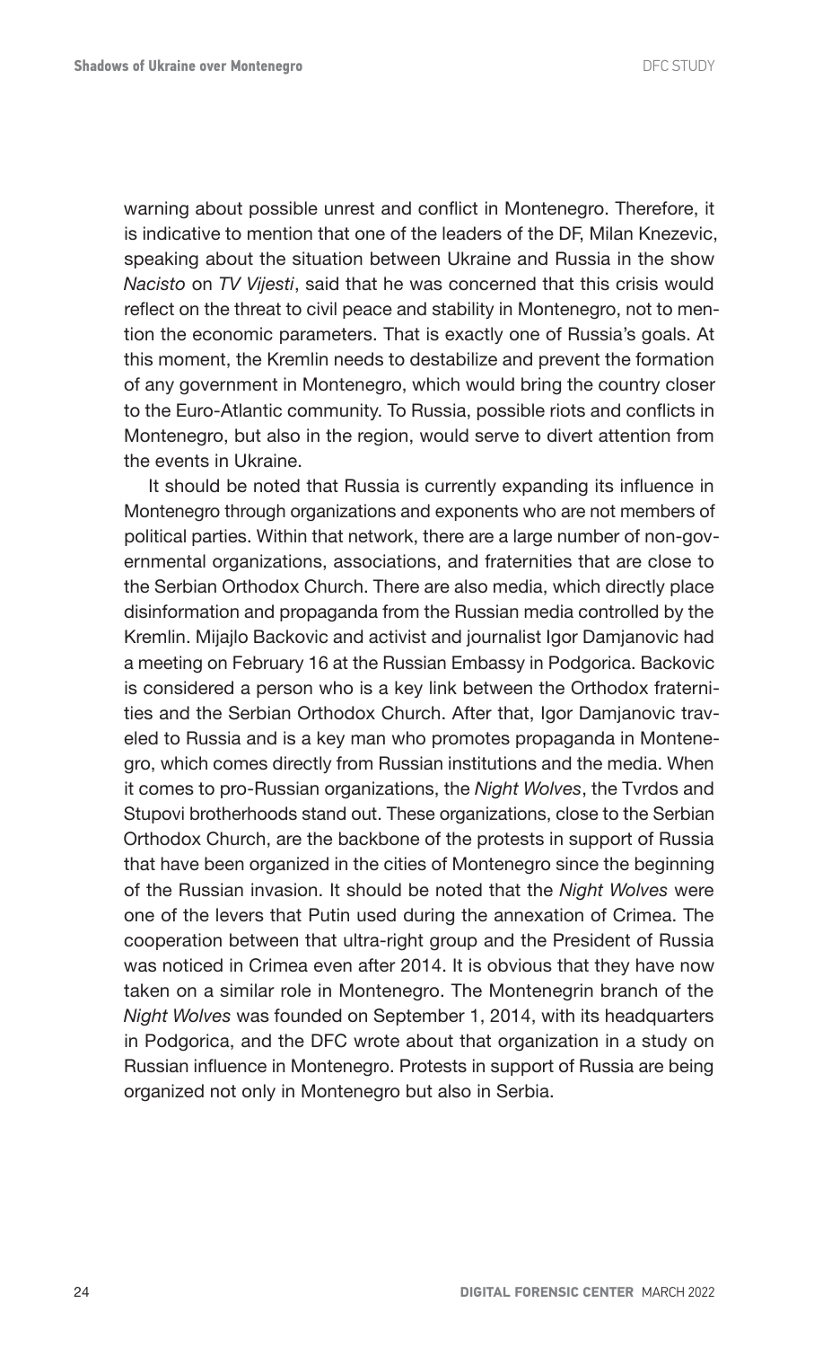warning about possible unrest and conflict in Montenegro. Therefore, it is indicative to mention that one of the leaders of the DF, Milan Knezevic, speaking about the situation between Ukraine and Russia in the show *Nacisto* on *TV Vijesti*, said that he was concerned that this crisis would reflect on the threat to civil peace and stability in Montenegro, not to mention the economic parameters. That is exactly one of Russia's goals. At this moment, the Kremlin needs to destabilize and prevent the formation of any government in Montenegro, which would bring the country closer to the Euro-Atlantic community. To Russia, possible riots and conflicts in Montenegro, but also in the region, would serve to divert attention from the events in Ukraine.

It should be noted that Russia is currently expanding its influence in Montenegro through organizations and exponents who are not members of political parties. Within that network, there are a large number of non-governmental organizations, associations, and fraternities that are close to the Serbian Orthodox Church. There are also media, which directly place disinformation and propaganda from the Russian media controlled by the Kremlin. Mijajlo Backovic and activist and journalist Igor Damjanovic had a meeting on February 16 at the Russian Embassy in Podgorica. Backovic is considered a person who is a key link between the Orthodox fraternities and the Serbian Orthodox Church. After that, Igor Damjanovic traveled to Russia and is a key man who promotes propaganda in Montenegro, which comes directly from Russian institutions and the media. When it comes to pro-Russian organizations, the *Night Wolves*, the Tvrdos and Stupovi brotherhoods stand out. These organizations, close to the Serbian Orthodox Church, are the backbone of the protests in support of Russia that have been organized in the cities of Montenegro since the beginning of the Russian invasion. It should be noted that the *Night Wolves* were one of the levers that Putin used during the annexation of Crimea. The cooperation between that ultra-right group and the President of Russia was noticed in Crimea even after 2014. It is obvious that they have now taken on a similar role in Montenegro. The Montenegrin branch of the *Night Wolves* was founded on September 1, 2014, with its headquarters in Podgorica, and the DFC wrote about that organization in a study on Russian influence in Montenegro. Protests in support of Russia are being organized not only in Montenegro but also in Serbia.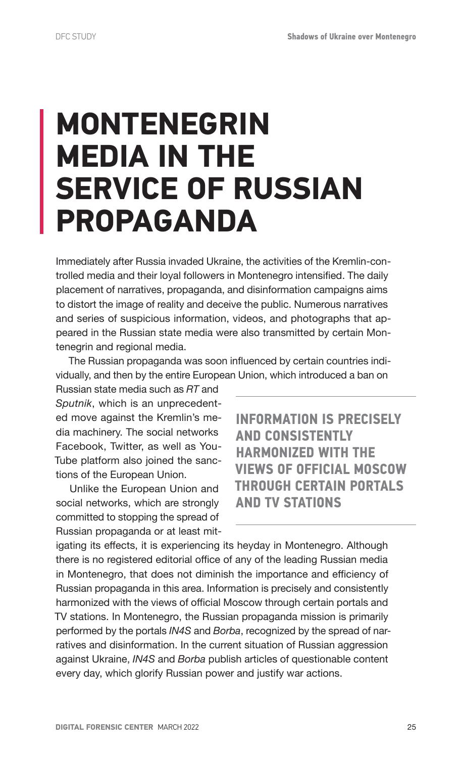# MONTENEGRIN MEDIA IN THE SERVICE OF RUSSIAN PROPAGANDA

Immediately after Russia invaded Ukraine, the activities of the Kremlin-controlled media and their loyal followers in Montenegro intensified. The daily placement of narratives, propaganda, and disinformation campaigns aims to distort the image of reality and deceive the public. Numerous narratives and series of suspicious information, videos, and photographs that appeared in the Russian state media were also transmitted by certain Montenegrin and regional media.

The Russian propaganda was soon influenced by certain countries individually, and then by the entire European Union, which introduced a ban on Russian state media such as *RT* and *Sputnik*, which is an unprecedented move against the Kremlin's media machinery. The social networks Facebook, Twitter, as well as YouTube platform also joined the sanctions of the European Union.

**INFORMATION IS PRECISELY AND CONSISTENTLY HARMONIZED WITH THE VIEWS OF OFFICIAL MOSCOW THROUGH CERTAIN PORTALS AND TV STATIONS**

Unlike the European Union and social networks, which are strongly committed to stopping the spread of Russian propaganda or at least mitigating its effects, it is experiencing its heyday in Montenegro. Although there is no registered editorial office of any of the leading Russian media in Montenegro, that does not diminish the importance and efficiency of Russian propaganda in this area. Information is precisely and consistently harmonized with the views of official Moscow through certain portals and TV stations. In Montenegro, the Russian propaganda mission is primarily performed by the portals *IN4S* and *Borba*, recognized by the spread of narratives and disinformation. In the current situation of Russian aggression against Ukraine, *IN4S* and *Borba* publish articles of questionable content every day, which glorify Russian power and justify war actions.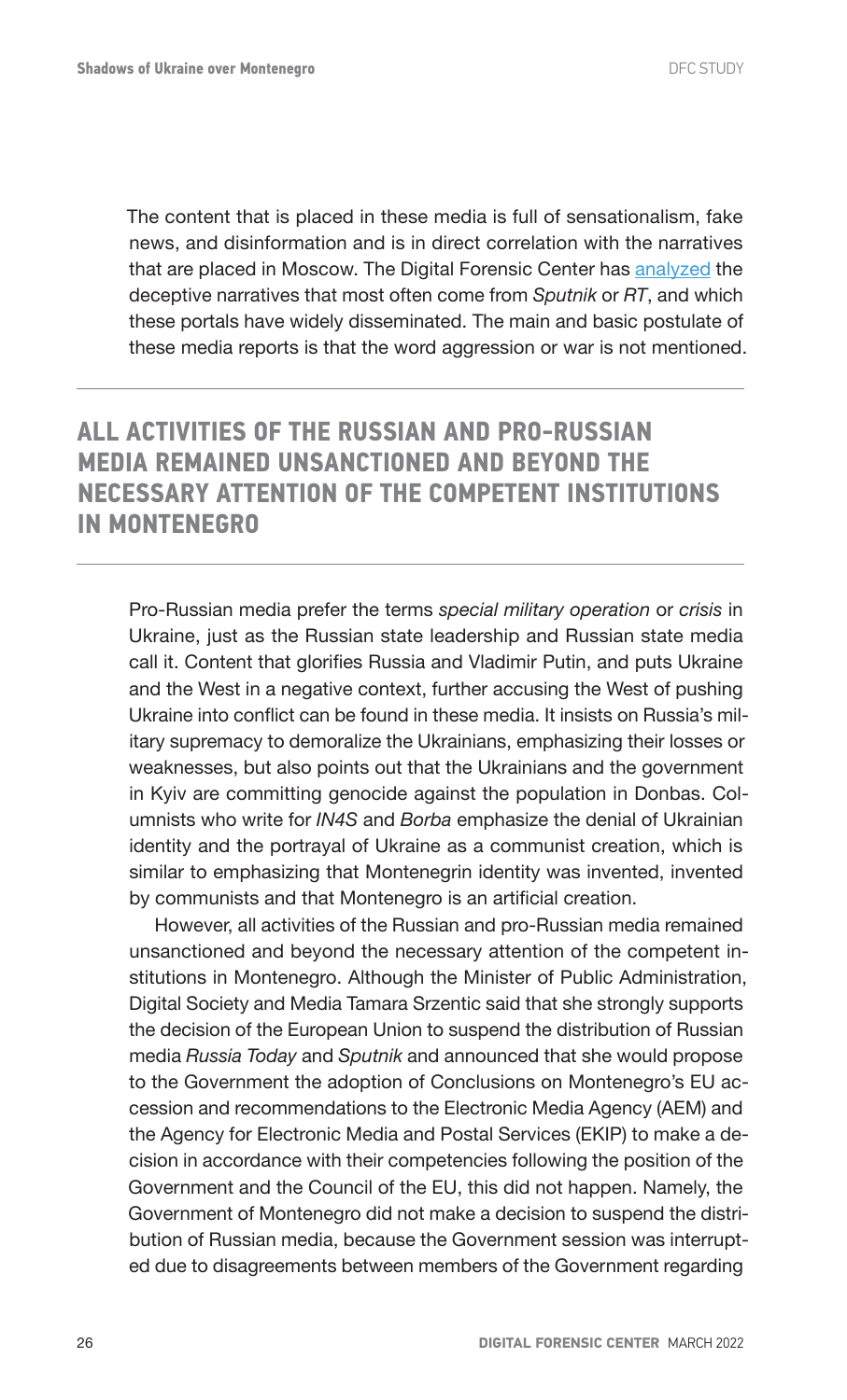The content that is placed in these media is full of sensationalism, fake news, and disinformation and is in direct correlation with the narratives that are placed in Moscow. The Digital Forensic Center has analyzed the deceptive narratives that most often come from *Sputnik* or *RT*, and which these portals have widely disseminated. The main and basic postulate of these media reports is that the word aggression or war is not mentioned.

## ALL ACTIVITIES OF THE RUSSIAN AND PRO-RUSSIAN MEDIA REMAINED UNSANCTIONED AND BEYOND THE NECESSARY ATTENTION OF THE COMPETENT INSTITUTIONS IN MONTENEGRO

Pro-Russian media prefer the terms *special military operation* or *crisis* in Ukraine, just as the Russian state leadership and Russian state media call it. Content that glorifies Russia and Vladimir Putin, and puts Ukraine and the West in a negative context, further accusing the West of pushing Ukraine into conflict can be found in these media. It insists on Russia's military supremacy to demoralize the Ukrainians, emphasizing their losses or weaknesses, but also points out that the Ukrainians and the government in Kyiv are committing genocide against the population in Donbas. Columnists who write for *IN4S* and *Borba* emphasize the denial of Ukrainian identity and the portrayal of Ukraine as a communist creation, which is similar to emphasizing that Montenegrin identity was invented, invented by communists and that Montenegro is an artificial creation.

However, all activities of the Russian and pro-Russian media remained unsanctioned and beyond the necessary attention of the competent institutions in Montenegro. Although the Minister of Public Administration, Digital Society and Media Tamara Srzentic said that she strongly supports the decision of the European Union to suspend the distribution of Russian media *Russia Today* and *Sputnik* and announced that she would propose to the Government the adoption of Conclusions on Montenegro's EU accession and recommendations to the Electronic Media Agency (AEM) and the Agency for Electronic Media and Postal Services (EKIP) to make a decision in accordance with their competencies following the position of the Government and the Council of the EU, this did not happen. Namely, the Government of Montenegro did not make a decision to suspend the distribution of Russian media, because the Government session was interrupted due to disagreements between members of the Government regarding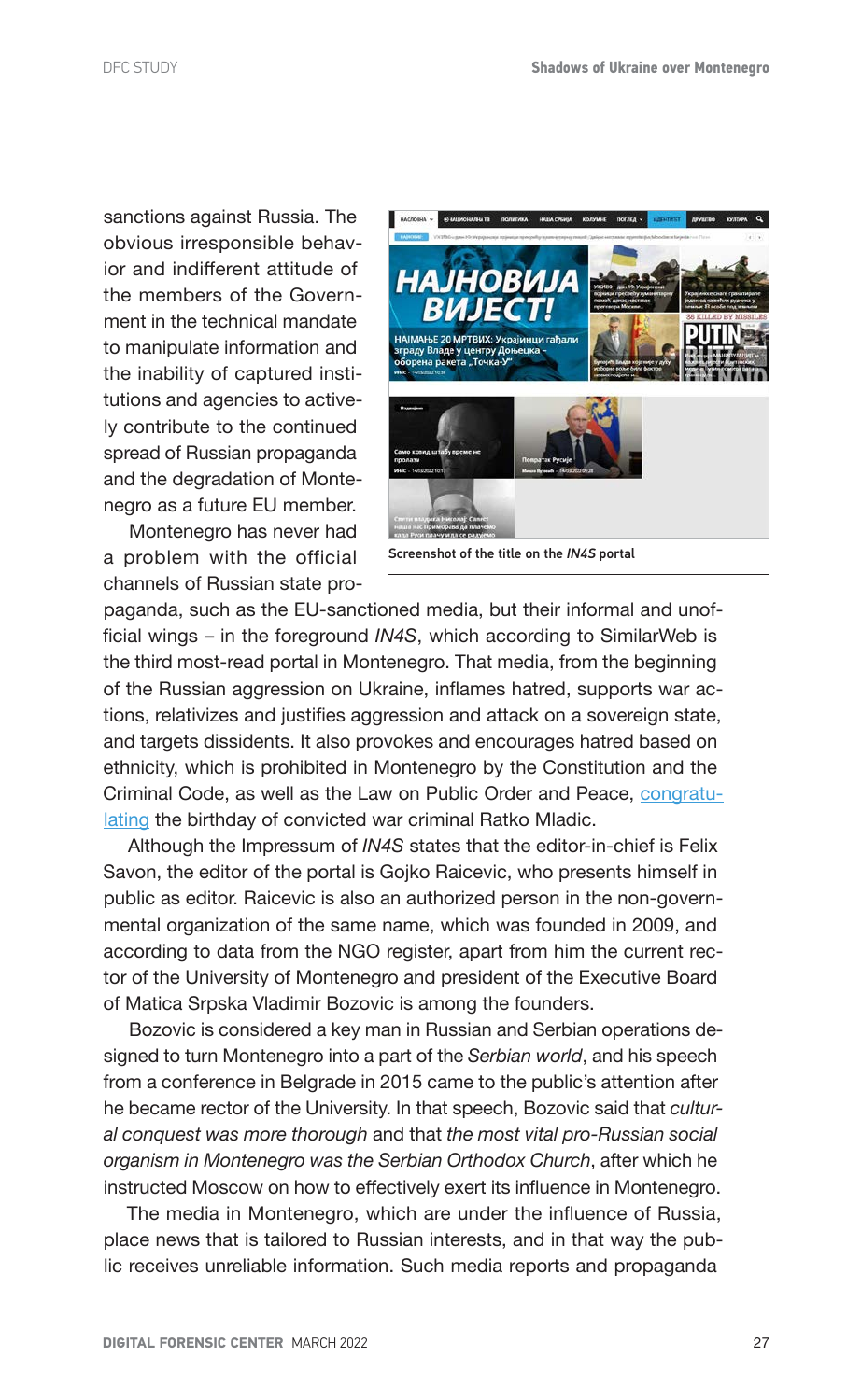sanctions against Russia. The obvious irresponsible behavior and indifferent attitude of the members of the Government in the technical mandate to manipulate information and the inability of captured institutions and agencies to actively contribute to the continued spread of Russian propaganda and the degradation of Montenegro as a future EU member.

Screenshot of the title on the *IN4S* portal

Montenegro has never had a problem with the official channels of Russian state propaganda, such as the EU-sanctioned media, but their informal and unofficial wings – in the foreground *IN4S*, which according to SimilarWeb is the third most-read portal in Montenegro. That media, from the beginning of the Russian aggression on Ukraine, inflames hatred, supports war actions, relativizes and justifies aggression and attack on a sovereign state, and targets dissidents. It also provokes and encourages hatred based on ethnicity, which is prohibited in Montenegro by the Constitution and the Criminal Code, as well as the Law on Public Order and Peace, congratulating the birthday of convicted war criminal Ratko Mladic.

Although the Impressum of *IN4S* states that the editor-in-chief is Felix Savon, the editor of the portal is Gojko Raicevic, who presents himself in public as editor. Raicevic is also an authorized person in the non-governmental organization of the same name, which was founded in 2009, and according to data from the NGO register, apart from him the current rector of the University of Montenegro and president of the Executive Board of Matica Srpska Vladimir Bozovic is among the founders.

Bozovic is considered a key man in Russian and Serbian operations designed to turn Montenegro into a part of the *Serbian world*, and his speech from a conference in Belgrade in 2015 came to the public's attention after he became rector of the University. In that speech, Bozovic said that *cultural conquest was more thorough* and that *the most vital pro-Russian social organism in Montenegro was the Serbian Orthodox Church*, after which he instructed Moscow on how to effectively exert its influence in Montenegro.

The media in Montenegro, which are under the influence of Russia, place news that is tailored to Russian interests, and in that way the public receives unreliable information. Such media reports and propaganda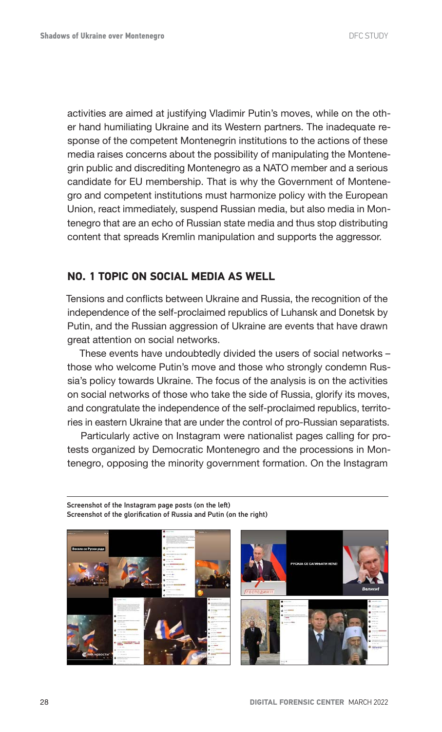activities are aimed at justifying Vladimir Putin's moves, while on the other hand humiliating Ukraine and its Western partners. The inadequate response of the competent Montenegrin institutions to the actions of these media raises concerns about the possibility of manipulating the Montenegrin public and discrediting Montenegro as a NATO member and a serious candidate for EU membership. That is why the Government of Montenegro and competent institutions must harmonize policy with the European Union, react immediately, suspend Russian media, but also media in Montenegro that are an echo of Russian state media and thus stop distributing content that spreads Kremlin manipulation and supports the aggressor.

## NO. 1 TOPIC ON SOCIAL MEDIA AS WELL

Tensions and conflicts between Ukraine and Russia, the recognition of the independence of the self-proclaimed republics of Luhansk and Donetsk by Putin, and the Russian aggression of Ukraine are events that have drawn great attention on social networks.

These events have undoubtedly divided the users of social networks – those who welcome Putin's move and those who strongly condemn Russia's policy towards Ukraine. The focus of the analysis is on the activities on social networks of those who take the side of Russia, glorify its moves, and congratulate the independence of the self-proclaimed republics, territories in eastern Ukraine that are under the control of pro-Russian separatists.

Particularly active on Instagram were nationalist pages calling for protests organized by Democratic Montenegro and the processions in Montenegro, opposing the minority government formation. On the Instagram

Screenshot of the Instagram page posts (on the left)
Screenshot of the glorification of Russia and Putin (on the right)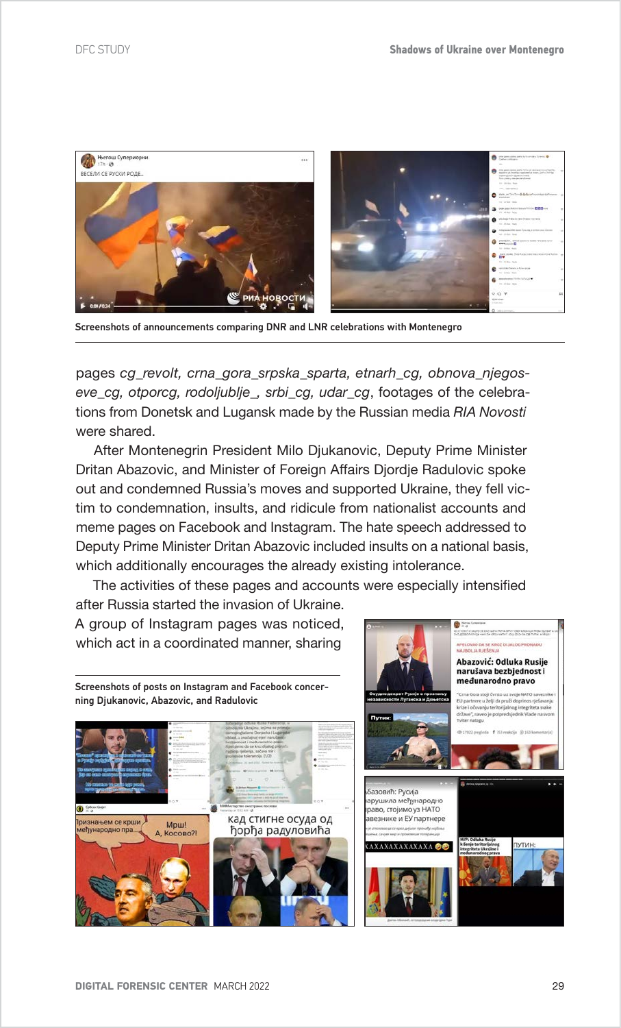Screenshots of announcements comparing DNR and LNR celebrations with Montenegro

pages *cg_revolt, crna_gora_srpska_sparta, etnarh_cg, obnova_njegoseve_cg, otporcg, rodoljublje_, srbi_cg, udar_cg*, footages of the celebrations from Donetsk and Lugansk made by the Russian media *RIA Novosti* were shared.

After Montenegrin President Milo Djukanovic, Deputy Prime Minister Dritan Abazovic, and Minister of Foreign Affairs Djordje Radulovic spoke out and condemned Russia's moves and supported Ukraine, they fell victim to condemnation, insults, and ridicule from nationalist accounts and meme pages on Facebook and Instagram. The hate speech addressed to Deputy Prime Minister Dritan Abazovic included insults on a national basis, which additionally encourages the already existing intolerance.

The activities of these pages and accounts were especially intensified after Russia started the invasion of Ukraine.

A group of Instagram pages was noticed, which act in a coordinated manner, sharing

Screenshots of posts on Instagram and Facebook concerning Djukanovic, Abazovic, and Radulovic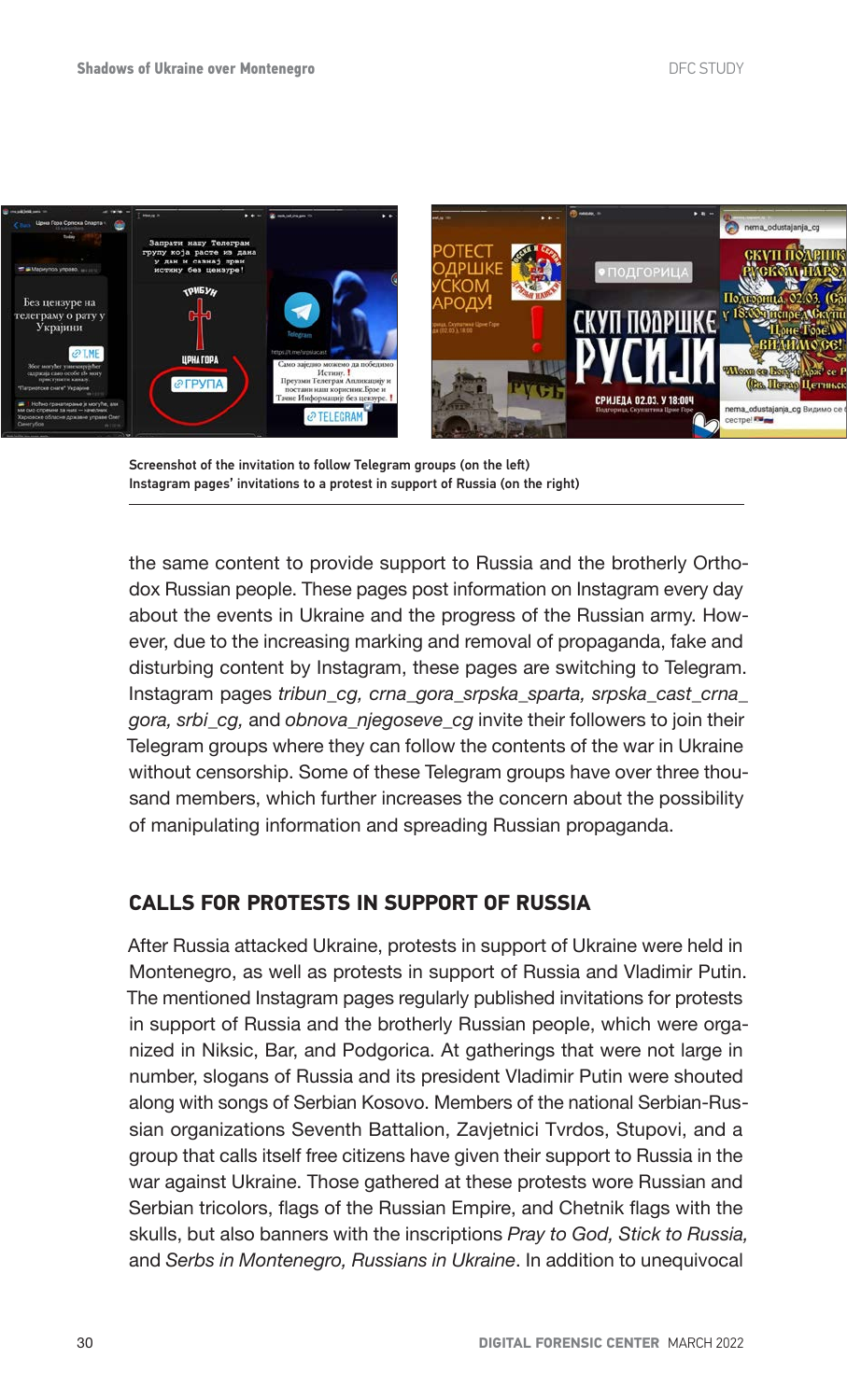Screenshot of the invitation to follow Telegram groups (on the left)
Instagram pages' invitations to a protest in support of Russia (on the right)

the same content to provide support to Russia and the brotherly Orthodox Russian people. These pages post information on Instagram every day about the events in Ukraine and the progress of the Russian army. However, due to the increasing marking and removal of propaganda, fake and disturbing content by Instagram, these pages are switching to Telegram. Instagram pages *tribun_cg, crna_gora_srpska_sparta, srpska_cast_crna_gora, srbi_cg,* and *obnova_njegoseve_cg* invite their followers to join their Telegram groups where they can follow the contents of the war in Ukraine without censorship. Some of these Telegram groups have over three thousand members, which further increases the concern about the possibility of manipulating information and spreading Russian propaganda.

## CALLS FOR PROTESTS IN SUPPORT OF RUSSIA

After Russia attacked Ukraine, protests in support of Ukraine were held in Montenegro, as well as protests in support of Russia and Vladimir Putin. The mentioned Instagram pages regularly published invitations for protests in support of Russia and the brotherly Russian people, which were organized in Niksic, Bar, and Podgorica. At gatherings that were not large in number, slogans of Russia and its president Vladimir Putin were shouted along with songs of Serbian Kosovo. Members of the national Serbian-Russian organizations Seventh Battalion, Zavjetnici Tvrdos, Stupovi, and a group that calls itself free citizens have given their support to Russia in the war against Ukraine. Those gathered at these protests wore Russian and Serbian tricolors, flags of the Russian Empire, and Chetnik flags with the skulls, but also banners with the inscriptions *Pray to God, Stick to Russia,* and *Serbs in Montenegro, Russians in Ukraine*. In addition to unequivocal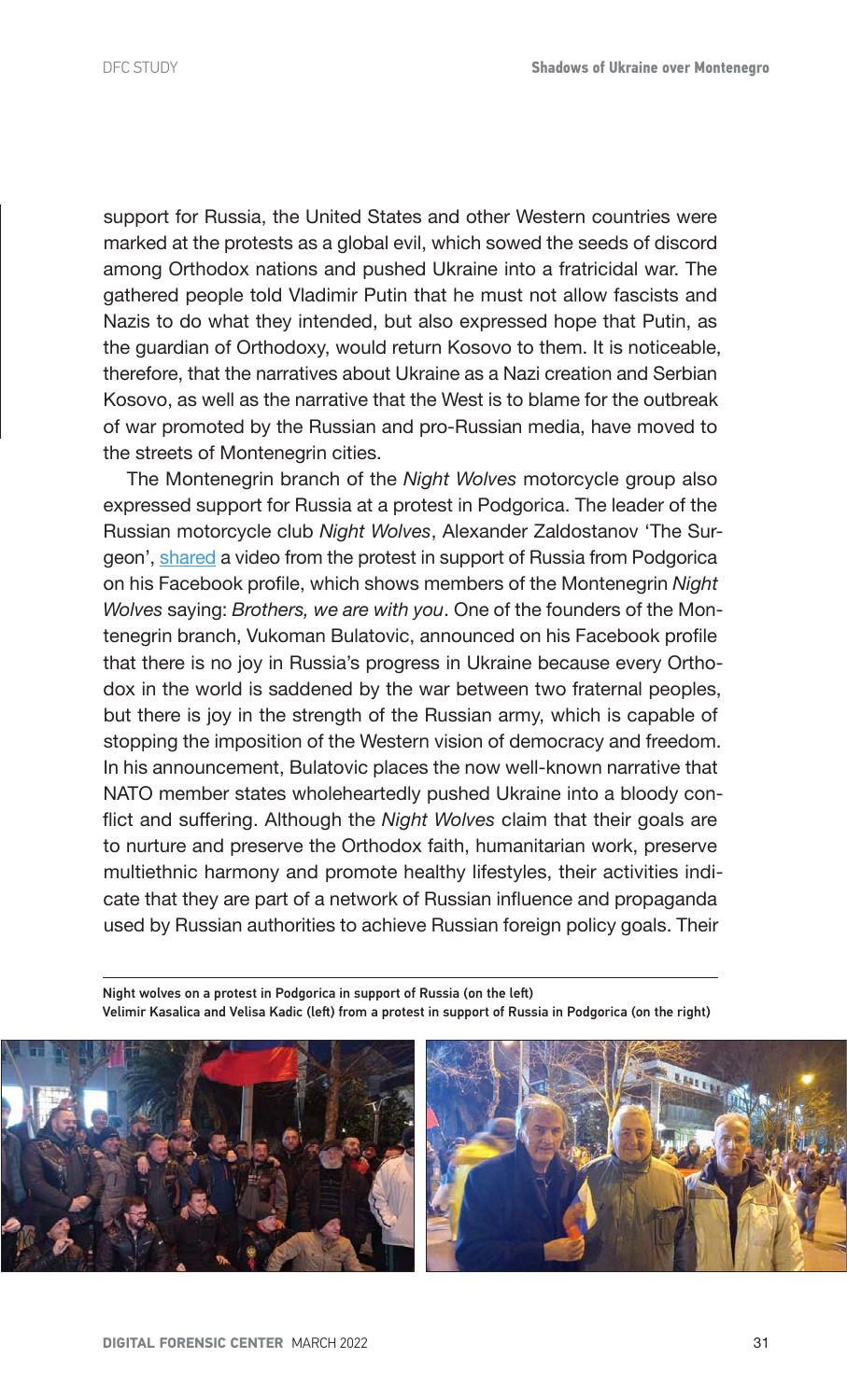support for Russia, the United States and other Western countries were marked at the protests as a global evil, which sowed the seeds of discord among Orthodox nations and pushed Ukraine into a fratricidal war. The gathered people told Vladimir Putin that he must not allow fascists and Nazis to do what they intended, but also expressed hope that Putin, as the guardian of Orthodoxy, would return Kosovo to them. It is noticeable, therefore, that the narratives about Ukraine as a Nazi creation and Serbian Kosovo, as well as the narrative that the West is to blame for the outbreak of war promoted by the Russian and pro-Russian media, have moved to the streets of Montenegrin cities.

The Montenegrin branch of the *Night Wolves* motorcycle group also expressed support for Russia at a protest in Podgorica. The leader of the Russian motorcycle club *Night Wolves*, Alexander Zaldostanov 'The Surgeon', shared a video from the protest in support of Russia from Podgorica on his Facebook profile, which shows members of the Montenegrin *Night Wolves* saying: *Brothers, we are with you*. One of the founders of the Montenegrin branch, Vukoman Bulatovic, announced on his Facebook profile that there is no joy in Russia's progress in Ukraine because every Orthodox in the world is saddened by the war between two fraternal peoples, but there is joy in the strength of the Russian army, which is capable of stopping the imposition of the Western vision of democracy and freedom. In his announcement, Bulatovic places the now well-known narrative that NATO member states wholeheartedly pushed Ukraine into a bloody conflict and suffering. Although the *Night Wolves* claim that their goals are to nurture and preserve the Orthodox faith, humanitarian work, preserve multiethnic harmony and promote healthy lifestyles, their activities indicate that they are part of a network of Russian influence and propaganda used by Russian authorities to achieve Russian foreign policy goals. Their

Night wolves on a protest in Podgorica in support of Russia (on the left)
Velimir Kasalica and Velisa Kadic (left) from a protest in support of Russia in Podgorica (on the right)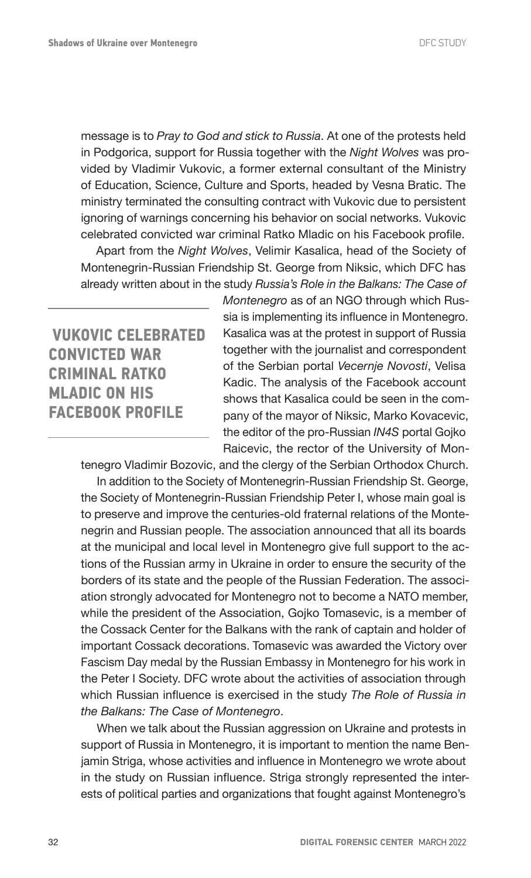message is to *Pray to God and stick to Russia*. At one of the protests held in Podgorica, support for Russia together with the *Night Wolves* was provided by Vladimir Vukovic, a former external consultant of the Ministry of Education, Science, Culture and Sports, headed by Vesna Bratic. The ministry terminated the consulting contract with Vukovic due to persistent ignoring of warnings concerning his behavior on social networks. Vukovic celebrated convicted war criminal Ratko Mladic on his Facebook profile.

Apart from the *Night Wolves*, Velimir Kasalica, head of the Society of Montenegrin-Russian Friendship St. George from Niksic, which DFC has already written about in the study *Russia's Role in the Balkans: The Case of Montenegro* as of an NGO through which Russia is implementing its influence in Montenegro. Kasalica was at the protest in support of Russia together with the journalist and correspondent of the Serbian portal *Vecernje Novosti*, Velisa Kadic. The analysis of the Facebook account shows that Kasalica could be seen in the company of the mayor of Niksic, Marko Kovacevic, the editor of the pro-Russian *IN4S* portal Gojko Raicevic, the rector of the University of Montenegro Vladimir Bozovic, and the clergy of the Serbian Orthodox Church.

**VUKOVIC CELEBRATED CONVICTED WAR CRIMINAL RATKO MLADIC ON HIS FACEBOOK PROFILE**

In addition to the Society of Montenegrin-Russian Friendship St. George, the Society of Montenegrin-Russian Friendship Peter I, whose main goal is to preserve and improve the centuries-old fraternal relations of the Montenegrin and Russian people. The association announced that all its boards at the municipal and local level in Montenegro give full support to the actions of the Russian army in Ukraine in order to ensure the security of the borders of its state and the people of the Russian Federation. The association strongly advocated for Montenegro not to become a NATO member, while the president of the Association, Gojko Tomasevic, is a member of the Cossack Center for the Balkans with the rank of captain and holder of important Cossack decorations. Tomasevic was awarded the Victory over Fascism Day medal by the Russian Embassy in Montenegro for his work in the Peter I Society. DFC wrote about the activities of association through which Russian influence is exercised in the study *The Role of Russia in the Balkans: The Case of Montenegro*.

When we talk about the Russian aggression on Ukraine and protests in support of Russia in Montenegro, it is important to mention the name Benjamin Striga, whose activities and influence in Montenegro we wrote about in the study on Russian influence. Striga strongly represented the interests of political parties and organizations that fought against Montenegro's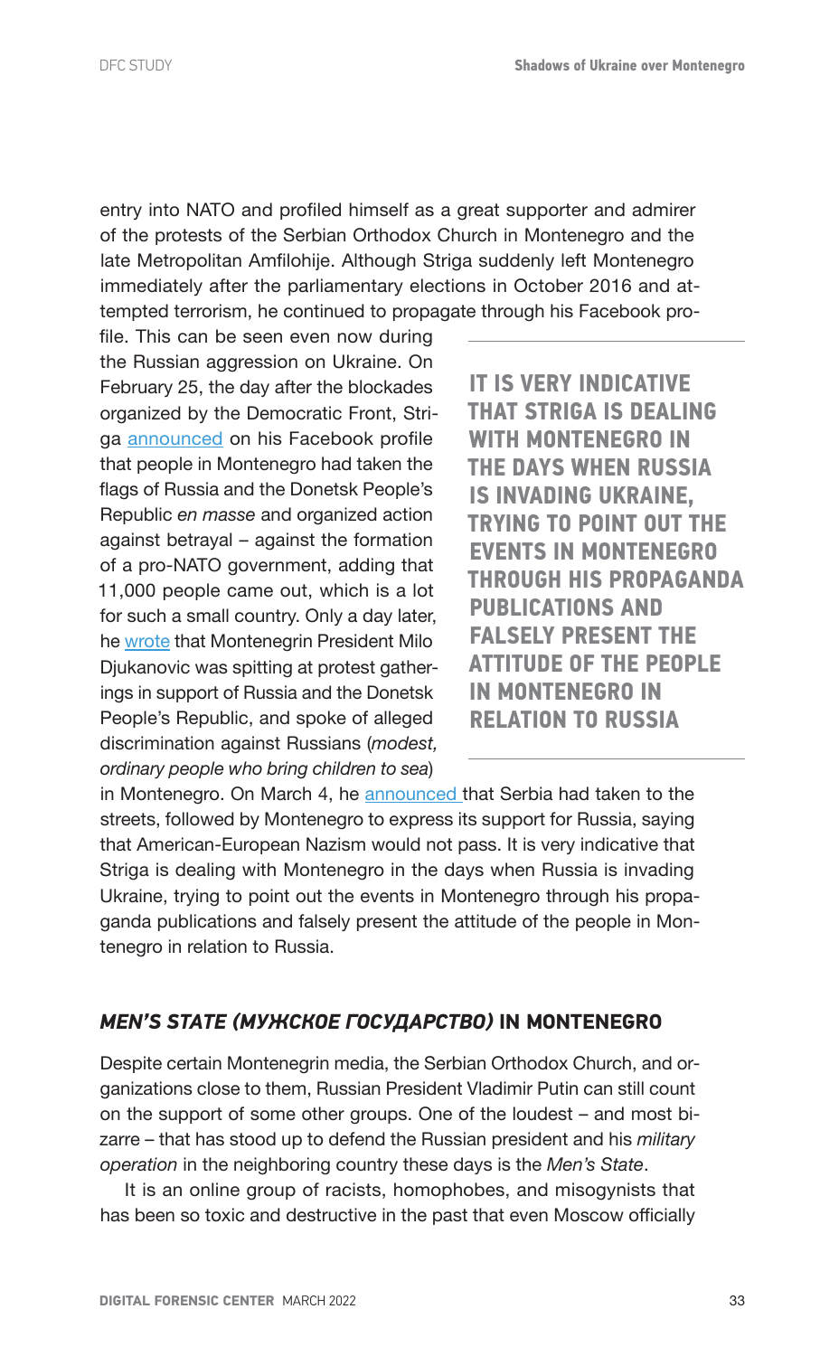entry into NATO and profiled himself as a great supporter and admirer of the protests of the Serbian Orthodox Church in Montenegro and the late Metropolitan Amfilohije. Although Striga suddenly left Montenegro immediately after the parliamentary elections in October 2016 and attempted terrorism, he continued to propagate through his Facebook profile. This can be seen even now during the Russian aggression on Ukraine. On February 25, the day after the blockades organized by the Democratic Front, Striga announced on his Facebook profile that people in Montenegro had taken the flags of Russia and the Donetsk People's Republic *en masse* and organized action against betrayal – against the formation of a pro-NATO government, adding that 11,000 people came out, which is a lot for such a small country. Only a day later, he wrote that Montenegrin President Milo Djukanovic was spitting at protest gatherings in support of Russia and the Donetsk People's Republic, and spoke of alleged discrimination against Russians (*modest, ordinary people who bring children to sea*) in Montenegro. On March 4, he announced that Serbia had taken to the streets, followed by Montenegro to express its support for Russia, saying that American-European Nazism would not pass. It is very indicative that Striga is dealing with Montenegro in the days when Russia is invading Ukraine, trying to point out the events in Montenegro through his propaganda publications and falsely present the attitude of the people in Montenegro in relation to Russia.

**IT IS VERY INDICATIVE THAT STRIGA IS DEALING WITH MONTENEGRO IN THE DAYS WHEN RUSSIA IS INVADING UKRAINE, TRYING TO POINT OUT THE EVENTS IN MONTENEGRO THROUGH HIS PROPAGANDA PUBLICATIONS AND FALSELY PRESENT THE ATTITUDE OF THE PEOPLE IN MONTENEGRO IN RELATION TO RUSSIA**

## *MEN'S STATE (МУЖСКОЕ ГОСУДАРСТВО)* IN MONTENEGRO

Despite certain Montenegrin media, the Serbian Orthodox Church, and organizations close to them, Russian President Vladimir Putin can still count on the support of some other groups. One of the loudest – and most bizarre – that has stood up to defend the Russian president and his *military operation* in the neighboring country these days is the *Men's State*.

It is an online group of racists, homophobes, and misogynists that has been so toxic and destructive in the past that even Moscow officially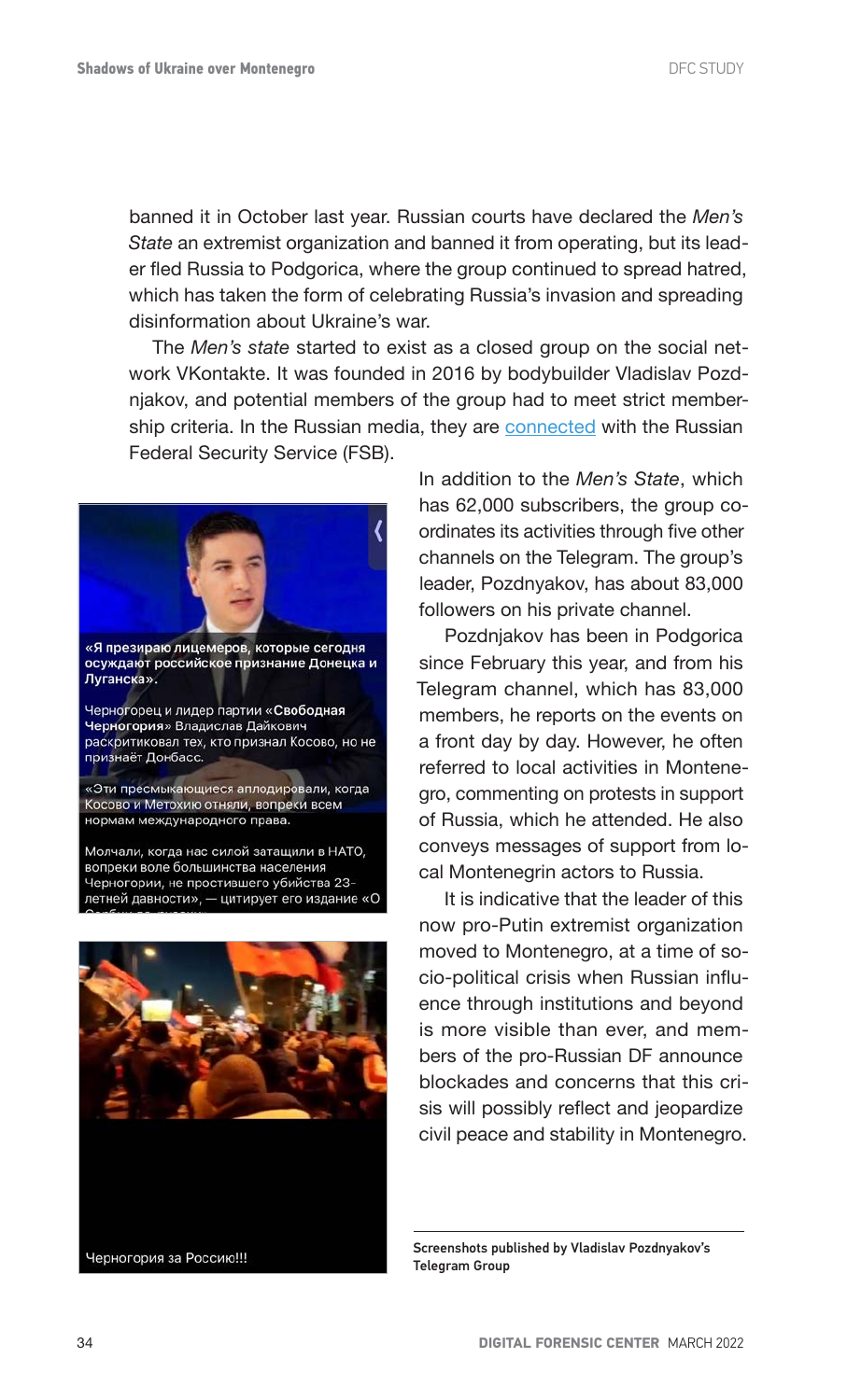banned it in October last year. Russian courts have declared the *Men's State* an extremist organization and banned it from operating, but its leader fled Russia to Podgorica, where the group continued to spread hatred, which has taken the form of celebrating Russia's invasion and spreading disinformation about Ukraine's war.

The *Men's state* started to exist as a closed group on the social network VKontakte. It was founded in 2016 by bodybuilder Vladislav Pozdnjakov, and potential members of the group had to meet strict membership criteria. In the Russian media, they are connected with the Russian Federal Security Service (FSB).

In addition to the *Men's State*, which has 62,000 subscribers, the group coordinates its activities through five other channels on the Telegram. The group's leader, Pozdnyakov, has about 83,000 followers on his private channel.

Pozdnjakov has been in Podgorica since February this year, and from his Telegram channel, which has 83,000 members, he reports on the events on a front day by day. However, he often referred to local activities in Montenegro, commenting on protests in support of Russia, which he attended. He also conveys messages of support from local Montenegrin actors to Russia.

It is indicative that the leader of this now pro-Putin extremist organization moved to Montenegro, at a time of socio-political crisis when Russian influence through institutions and beyond is more visible than ever, and members of the pro-Russian DF announce blockades and concerns that this crisis will possibly reflect and jeopardize civil peace and stability in Montenegro.

Screenshots published by Vladislav Pozdnyakov's Telegram Group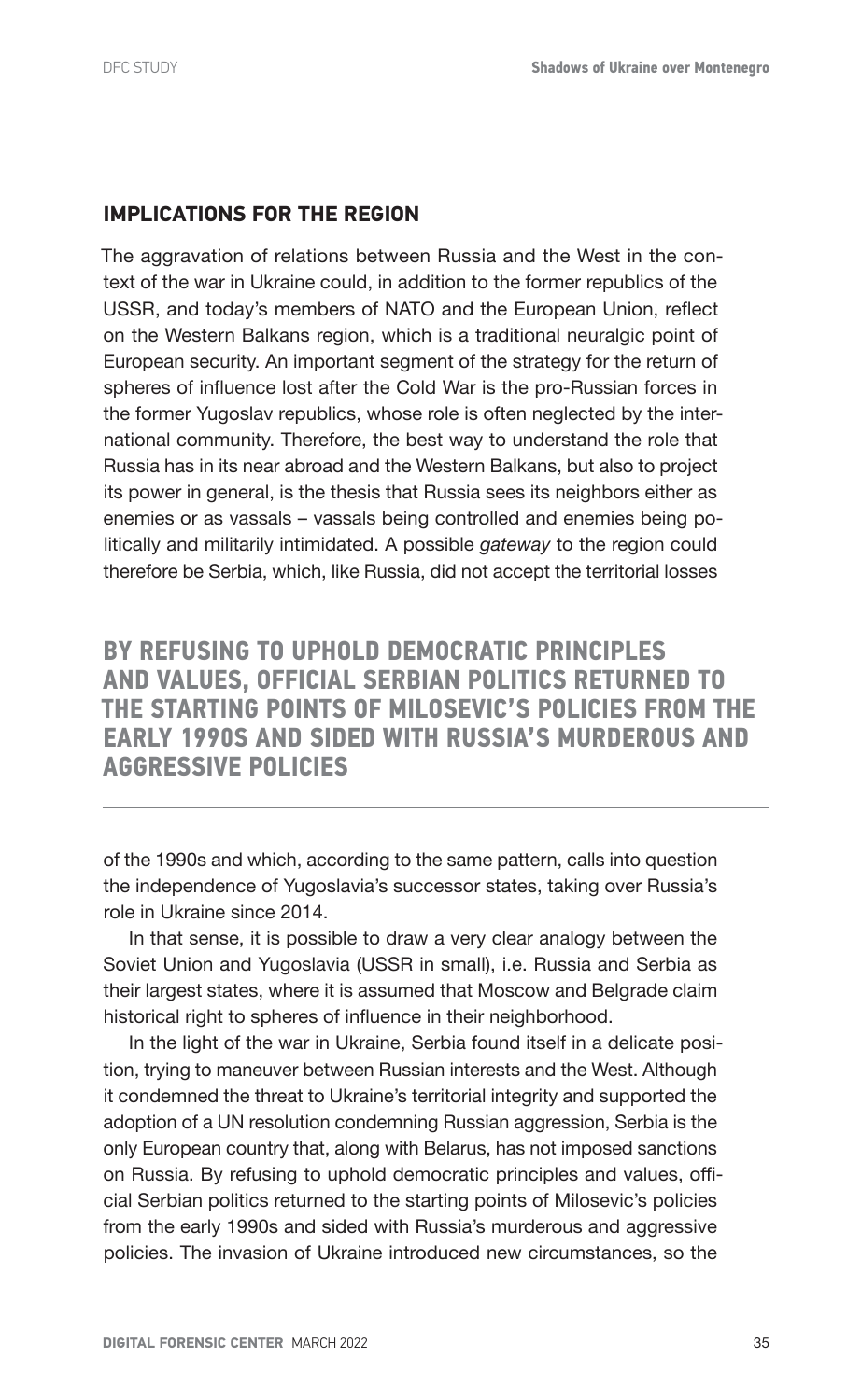## IMPLICATIONS FOR THE REGION

The aggravation of relations between Russia and the West in the context of the war in Ukraine could, in addition to the former republics of the USSR, and today's members of NATO and the European Union, reflect on the Western Balkans region, which is a traditional neuralgic point of European security. An important segment of the strategy for the return of spheres of influence lost after the Cold War is the pro-Russian forces in the former Yugoslav republics, whose role is often neglected by the international community. Therefore, the best way to understand the role that Russia has in its near abroad and the Western Balkans, but also to project its power in general, is the thesis that Russia sees its neighbors either as enemies or as vassals – vassals being controlled and enemies being politically and militarily intimidated. A possible *gateway* to the region could therefore be Serbia, which, like Russia, did not accept the territorial losses of the 1990s and which, according to the same pattern, calls into question the independence of Yugoslavia's successor states, taking over Russia's role in Ukraine since 2014.

**BY REFUSING TO UPHOLD DEMOCRATIC PRINCIPLES AND VALUES, OFFICIAL SERBIAN POLITICS RETURNED TO THE STARTING POINTS OF MILOSEVIC'S POLICIES FROM THE EARLY 1990S AND SIDED WITH RUSSIA'S MURDEROUS AND AGGRESSIVE POLICIES**

In that sense, it is possible to draw a very clear analogy between the Soviet Union and Yugoslavia (USSR in small), i.e. Russia and Serbia as their largest states, where it is assumed that Moscow and Belgrade claim historical right to spheres of influence in their neighborhood.

In the light of the war in Ukraine, Serbia found itself in a delicate position, trying to maneuver between Russian interests and the West. Although it condemned the threat to Ukraine's territorial integrity and supported the adoption of a UN resolution condemning Russian aggression, Serbia is the only European country that, along with Belarus, has not imposed sanctions on Russia. By refusing to uphold democratic principles and values, official Serbian politics returned to the starting points of Milosevic's policies from the early 1990s and sided with Russia's murderous and aggressive policies. The invasion of Ukraine introduced new circumstances, so the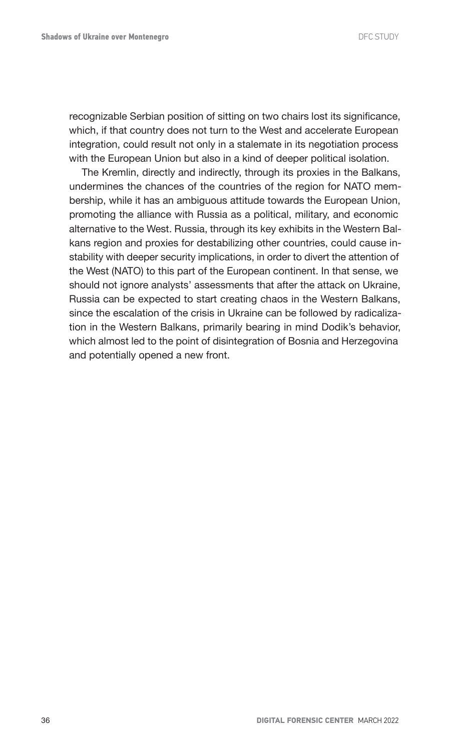recognizable Serbian position of sitting on two chairs lost its significance, which, if that country does not turn to the West and accelerate European integration, could result not only in a stalemate in its negotiation process with the European Union but also in a kind of deeper political isolation.

The Kremlin, directly and indirectly, through its proxies in the Balkans, undermines the chances of the countries of the region for NATO membership, while it has an ambiguous attitude towards the European Union, promoting the alliance with Russia as a political, military, and economic alternative to the West. Russia, through its key exhibits in the Western Balkans region and proxies for destabilizing other countries, could cause instability with deeper security implications, in order to divert the attention of the West (NATO) to this part of the European continent. In that sense, we should not ignore analysts' assessments that after the attack on Ukraine, Russia can be expected to start creating chaos in the Western Balkans, since the escalation of the crisis in Ukraine can be followed by radicalization in the Western Balkans, primarily bearing in mind Dodik's behavior, which almost led to the point of disintegration of Bosnia and Herzegovina and potentially opened a new front.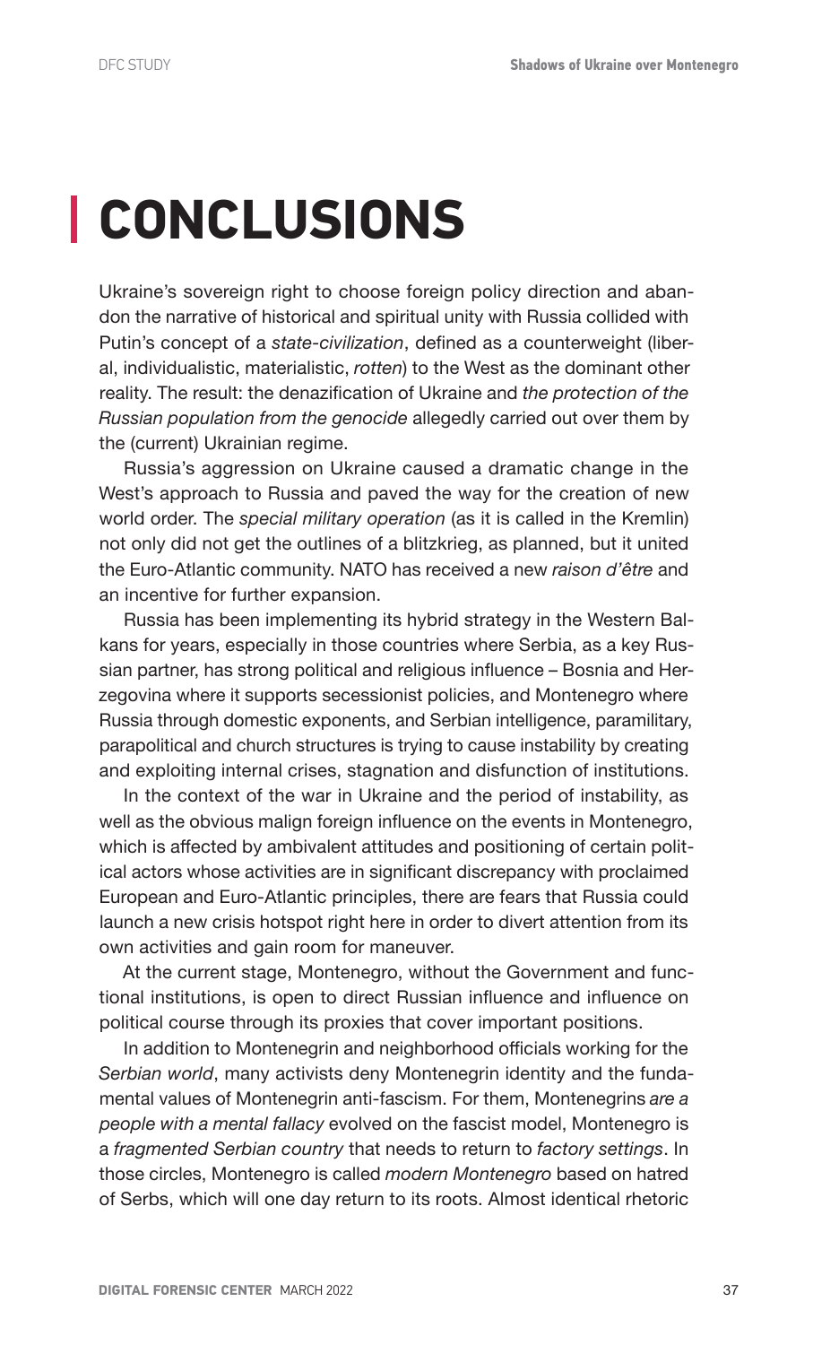# CONCLUSIONS

Ukraine's sovereign right to choose foreign policy direction and abandon the narrative of historical and spiritual unity with Russia collided with Putin's concept of a *state-civilization*, defined as a counterweight (liberal, individualistic, materialistic, *rotten*) to the West as the dominant other reality. The result: the denazification of Ukraine and *the protection of the Russian population from the genocide* allegedly carried out over them by the (current) Ukrainian regime.

Russia's aggression on Ukraine caused a dramatic change in the West's approach to Russia and paved the way for the creation of new world order. The *special military operation* (as it is called in the Kremlin) not only did not get the outlines of a blitzkrieg, as planned, but it united the Euro-Atlantic community. NATO has received a new *raison d'être* and an incentive for further expansion.

Russia has been implementing its hybrid strategy in the Western Balkans for years, especially in those countries where Serbia, as a key Russian partner, has strong political and religious influence – Bosnia and Herzegovina where it supports secessionist policies, and Montenegro where Russia through domestic exponents, and Serbian intelligence, paramilitary, parapolitical and church structures is trying to cause instability by creating and exploiting internal crises, stagnation and disfunction of institutions.

In the context of the war in Ukraine and the period of instability, as well as the obvious malign foreign influence on the events in Montenegro, which is affected by ambivalent attitudes and positioning of certain political actors whose activities are in significant discrepancy with proclaimed European and Euro-Atlantic principles, there are fears that Russia could launch a new crisis hotspot right here in order to divert attention from its own activities and gain room for maneuver.

At the current stage, Montenegro, without the Government and functional institutions, is open to direct Russian influence and influence on political course through its proxies that cover important positions.

In addition to Montenegrin and neighborhood officials working for the *Serbian world*, many activists deny Montenegrin identity and the fundamental values of Montenegrin anti-fascism. For them, Montenegrins *are a people with a mental fallacy* evolved on the fascist model, Montenegro is a *fragmented Serbian country* that needs to return to *factory settings*. In those circles, Montenegro is called *modern Montenegro* based on hatred of Serbs, which will one day return to its roots. Almost identical rhetoric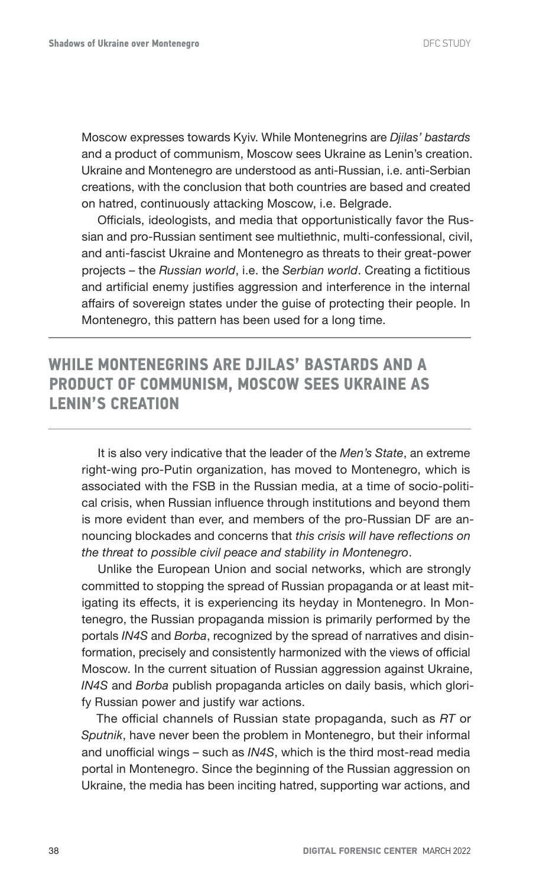Moscow expresses towards Kyiv. While Montenegrins are *Djilas' bastards* and a product of communism, Moscow sees Ukraine as Lenin's creation. Ukraine and Montenegro are understood as anti-Russian, i.e. anti-Serbian creations, with the conclusion that both countries are based and created on hatred, continuously attacking Moscow, i.e. Belgrade.

Officials, ideologists, and media that opportunistically favor the Russian and pro-Russian sentiment see multiethnic, multi-confessional, civil, and anti-fascist Ukraine and Montenegro as threats to their great-power projects – the *Russian world*, i.e. the *Serbian world*. Creating a fictitious and artificial enemy justifies aggression and interference in the internal affairs of sovereign states under the guise of protecting their people. In Montenegro, this pattern has been used for a long time.

## WHILE MONTENEGRINS ARE DJILAS' BASTARDS AND A PRODUCT OF COMMUNISM, MOSCOW SEES UKRAINE AS LENIN'S CREATION

It is also very indicative that the leader of the *Men's State*, an extreme right-wing pro-Putin organization, has moved to Montenegro, which is associated with the FSB in the Russian media, at a time of socio-political crisis, when Russian influence through institutions and beyond them is more evident than ever, and members of the pro-Russian DF are announcing blockades and concerns that *this crisis will have reflections on the threat to possible civil peace and stability in Montenegro*.

Unlike the European Union and social networks, which are strongly committed to stopping the spread of Russian propaganda or at least mitigating its effects, it is experiencing its heyday in Montenegro. In Montenegro, the Russian propaganda mission is primarily performed by the portals *IN4S* and *Borba*, recognized by the spread of narratives and disinformation, precisely and consistently harmonized with the views of official Moscow. In the current situation of Russian aggression against Ukraine, *IN4S* and *Borba* publish propaganda articles on daily basis, which glorify Russian power and justify war actions.

The official channels of Russian state propaganda, such as *RT* or *Sputnik*, have never been the problem in Montenegro, but their informal and unofficial wings – such as *IN4S*, which is the third most-read media portal in Montenegro. Since the beginning of the Russian aggression on Ukraine, the media has been inciting hatred, supporting war actions, and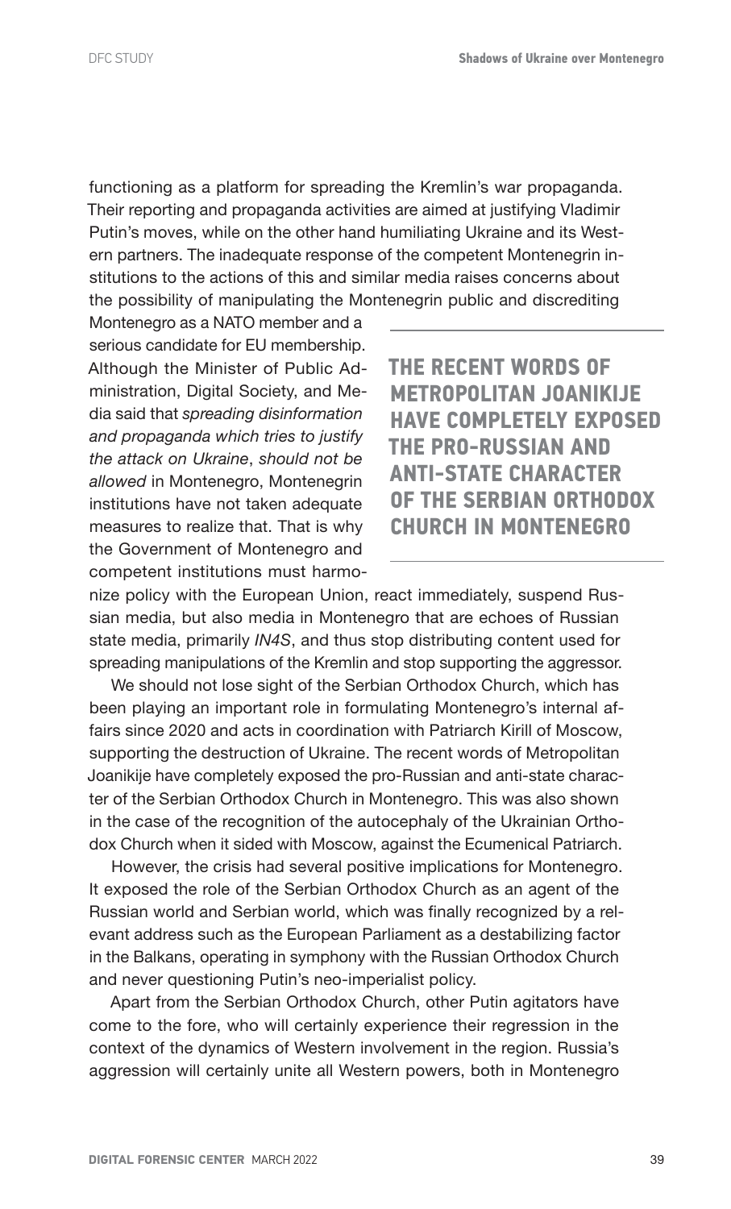functioning as a platform for spreading the Kremlin's war propaganda. Their reporting and propaganda activities are aimed at justifying Vladimir Putin's moves, while on the other hand humiliating Ukraine and its Western partners. The inadequate response of the competent Montenegrin institutions to the actions of this and similar media raises concerns about the possibility of manipulating the Montenegrin public and discrediting Montenegro as a NATO member and a serious candidate for EU membership. Although the Minister of Public Administration, Digital Society, and Media said that *spreading disinformation and propaganda which tries to justify the attack on Ukraine*, *should not be allowed* in Montenegro, Montenegrin institutions have not taken adequate measures to realize that. That is why the Government of Montenegro and competent institutions must harmonize policy with the European Union, react immediately, suspend Russian media, but also media in Montenegro that are echoes of Russian state media, primarily *IN4S*, and thus stop distributing content used for spreading manipulations of the Kremlin and stop supporting the aggressor.

**THE RECENT WORDS OF METROPOLITAN JOANIKIJE HAVE COMPLETELY EXPOSED THE PRO-RUSSIAN AND ANTI-STATE CHARACTER OF THE SERBIAN ORTHODOX CHURCH IN MONTENEGRO**

We should not lose sight of the Serbian Orthodox Church, which has been playing an important role in formulating Montenegro's internal affairs since 2020 and acts in coordination with Patriarch Kirill of Moscow, supporting the destruction of Ukraine. The recent words of Metropolitan Joanikije have completely exposed the pro-Russian and anti-state character of the Serbian Orthodox Church in Montenegro. This was also shown in the case of the recognition of the autocephaly of the Ukrainian Orthodox Church when it sided with Moscow, against the Ecumenical Patriarch.

However, the crisis had several positive implications for Montenegro. It exposed the role of the Serbian Orthodox Church as an agent of the Russian world and Serbian world, which was finally recognized by a relevant address such as the European Parliament as a destabilizing factor in the Balkans, operating in symphony with the Russian Orthodox Church and never questioning Putin's neo-imperialist policy.

Apart from the Serbian Orthodox Church, other Putin agitators have come to the fore, who will certainly experience their regression in the context of the dynamics of Western involvement in the region. Russia's aggression will certainly unite all Western powers, both in Montenegro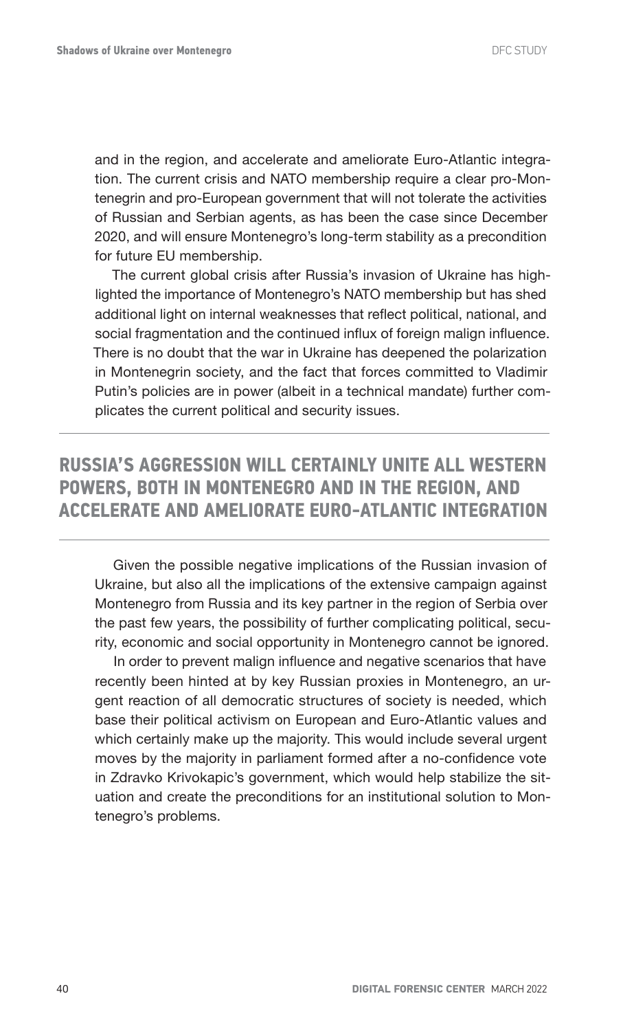and in the region, and accelerate and ameliorate Euro-Atlantic integration. The current crisis and NATO membership require a clear pro-Montenegrin and pro-European government that will not tolerate the activities of Russian and Serbian agents, as has been the case since December 2020, and will ensure Montenegro's long-term stability as a precondition for future EU membership.

The current global crisis after Russia's invasion of Ukraine has highlighted the importance of Montenegro's NATO membership but has shed additional light on internal weaknesses that reflect political, national, and social fragmentation and the continued influx of foreign malign influence. There is no doubt that the war in Ukraine has deepened the polarization in Montenegrin society, and the fact that forces committed to Vladimir Putin's policies are in power (albeit in a technical mandate) further complicates the current political and security issues.

## RUSSIA'S AGGRESSION WILL CERTAINLY UNITE ALL WESTERN POWERS, BOTH IN MONTENEGRO AND IN THE REGION, AND ACCELERATE AND AMELIORATE EURO-ATLANTIC INTEGRATION

Given the possible negative implications of the Russian invasion of Ukraine, but also all the implications of the extensive campaign against Montenegro from Russia and its key partner in the region of Serbia over the past few years, the possibility of further complicating political, security, economic and social opportunity in Montenegro cannot be ignored.

In order to prevent malign influence and negative scenarios that have recently been hinted at by key Russian proxies in Montenegro, an urgent reaction of all democratic structures of society is needed, which base their political activism on European and Euro-Atlantic values and which certainly make up the majority. This would include several urgent moves by the majority in parliament formed after a no-confidence vote in Zdravko Krivokapic's government, which would help stabilize the situation and create the preconditions for an institutional solution to Montenegro's problems.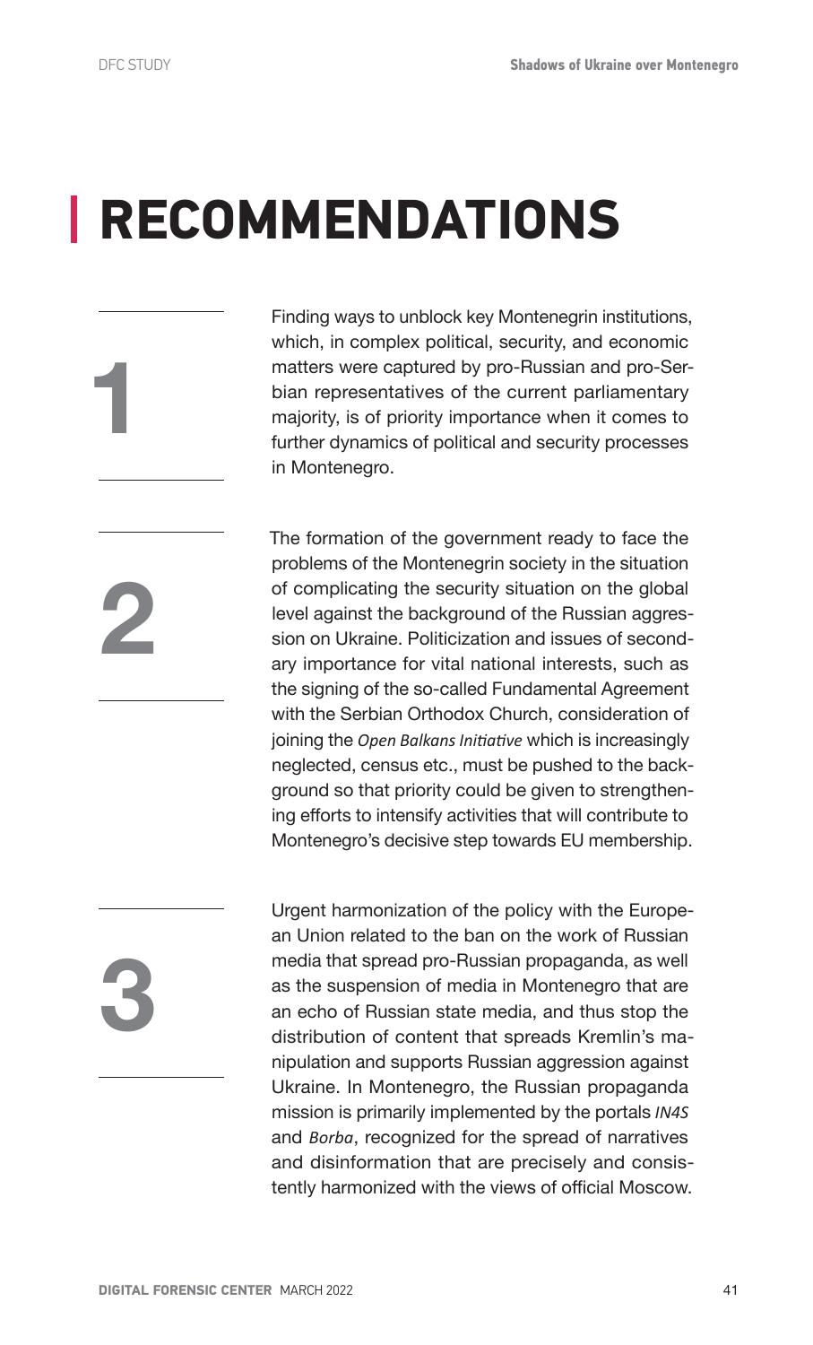# RECOMMENDATIONS

**1**

Finding ways to unblock key Montenegrin institutions, which, in complex political, security, and economic matters were captured by pro-Russian and pro-Serbian representatives of the current parliamentary majority, is of priority importance when it comes to further dynamics of political and security processes in Montenegro.

**2**

The formation of the government ready to face the problems of the Montenegrin society in the situation of complicating the security situation on the global level against the background of the Russian aggression on Ukraine. Politicization and issues of secondary importance for vital national interests, such as the signing of the so-called Fundamental Agreement with the Serbian Orthodox Church, consideration of joining the *Open Balkans Initiative* which is increasingly neglected, census etc., must be pushed to the background so that priority could be given to strengthening efforts to intensify activities that will contribute to Montenegro's decisive step towards EU membership.

**3**

Urgent harmonization of the policy with the European Union related to the ban on the work of Russian media that spread pro-Russian propaganda, as well as the suspension of media in Montenegro that are an echo of Russian state media, and thus stop the distribution of content that spreads Kremlin's manipulation and supports Russian aggression against Ukraine. In Montenegro, the Russian propaganda mission is primarily implemented by the portals *IN4S* and *Borba*, recognized for the spread of narratives and disinformation that are precisely and consistently harmonized with the views of official Moscow.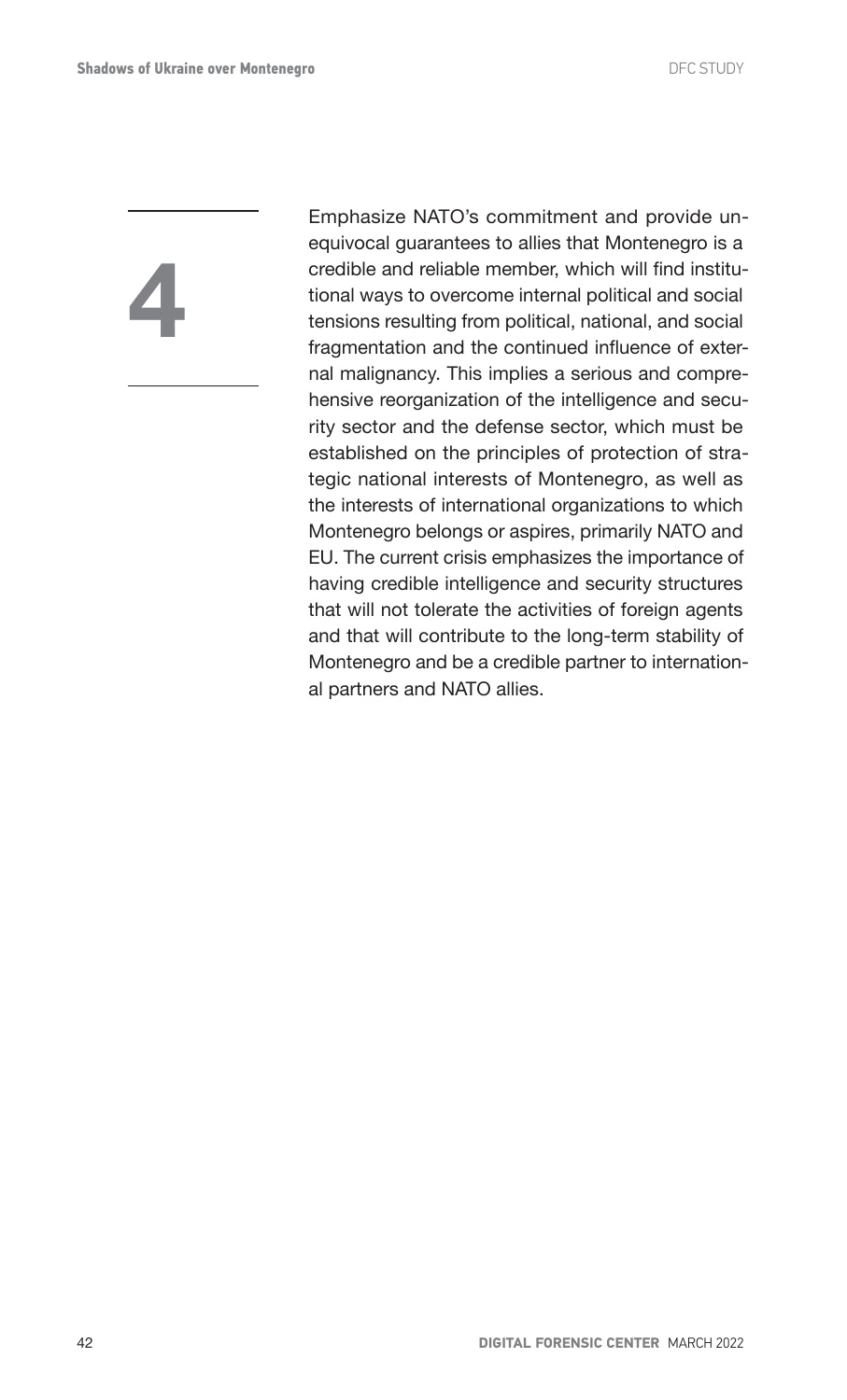**4**

Emphasize NATO's commitment and provide unequivocal guarantees to allies that Montenegro is a credible and reliable member, which will find institutional ways to overcome internal political and social tensions resulting from political, national, and social fragmentation and the continued influence of external malignancy. This implies a serious and comprehensive reorganization of the intelligence and security sector and the defense sector, which must be established on the principles of protection of strategic national interests of Montenegro, as well as the interests of international organizations to which Montenegro belongs or aspires, primarily NATO and EU. The current crisis emphasizes the importance of having credible intelligence and security structures that will not tolerate the activities of foreign agents and that will contribute to the long-term stability of Montenegro and be a credible partner to international partners and NATO allies.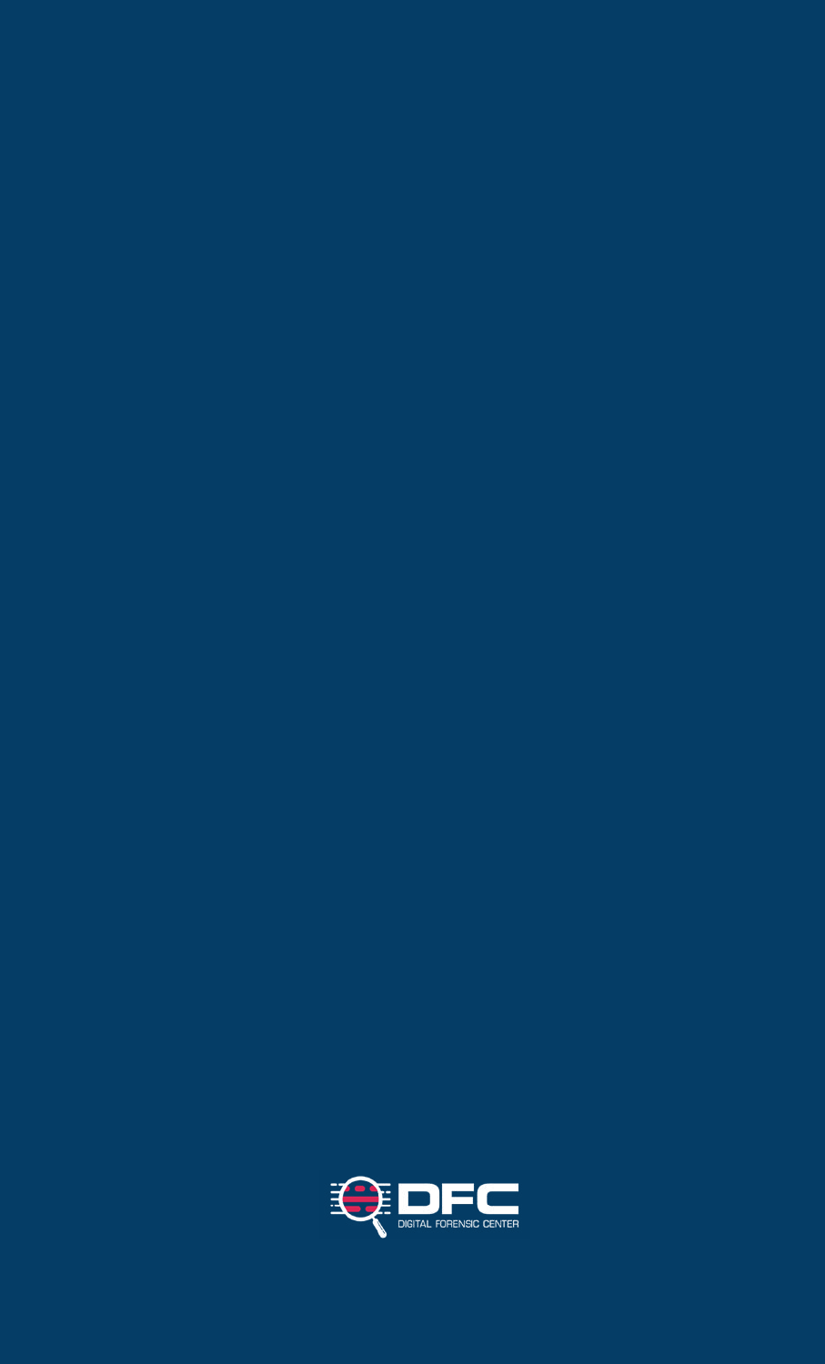DFC

DIGITAL FORENSIC CENTER